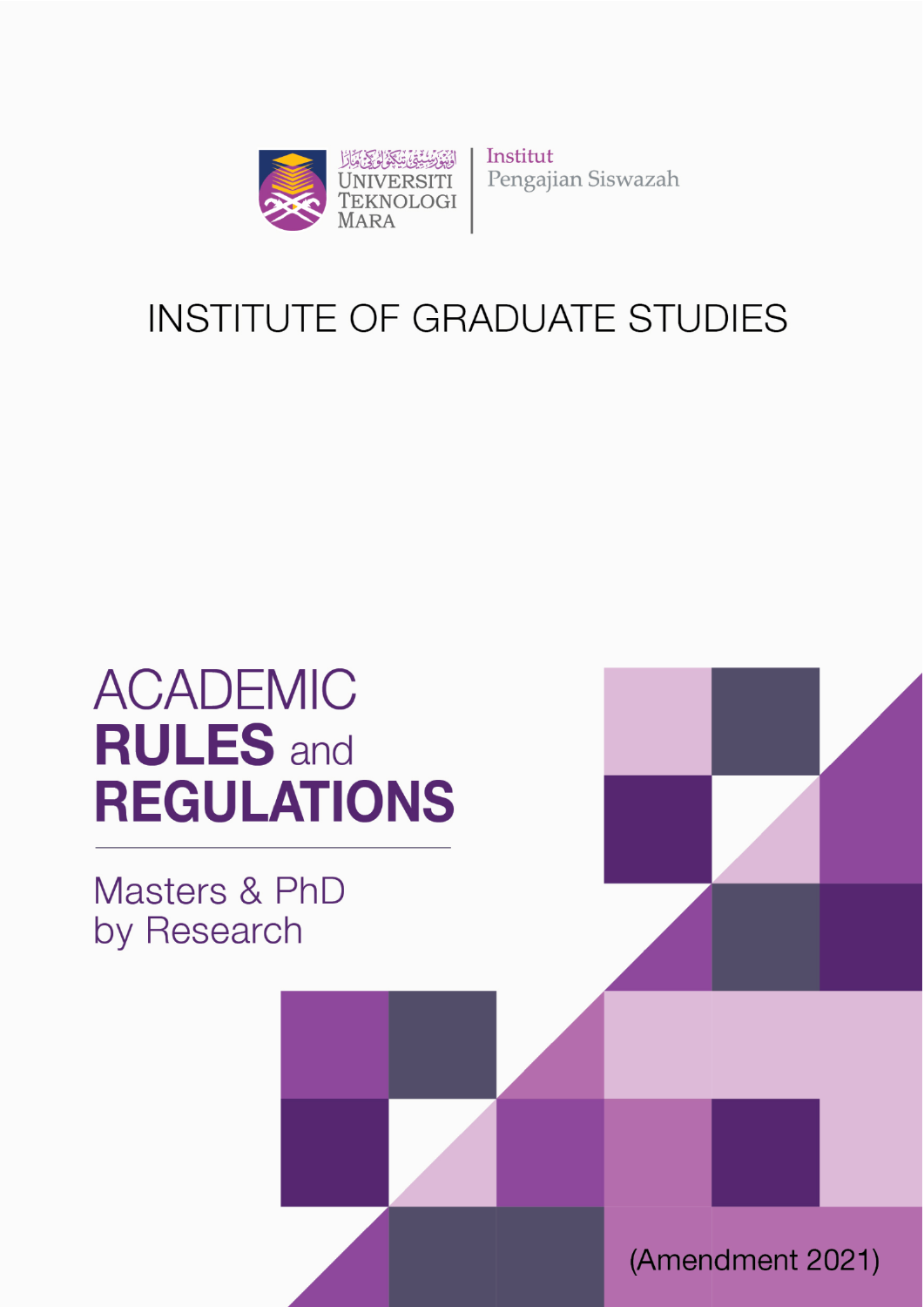اونيۏرسيتي تيكنولوڬي مارا

UNIVERSITI TEKNOLOGI MARA

Institut Pengajian Siswazah

# INSTITUTE OF GRADUATE STUDIES

# ACADEMIC RULES and REGULATIONS

## Masters & PhD by Research

(Amendment 2021)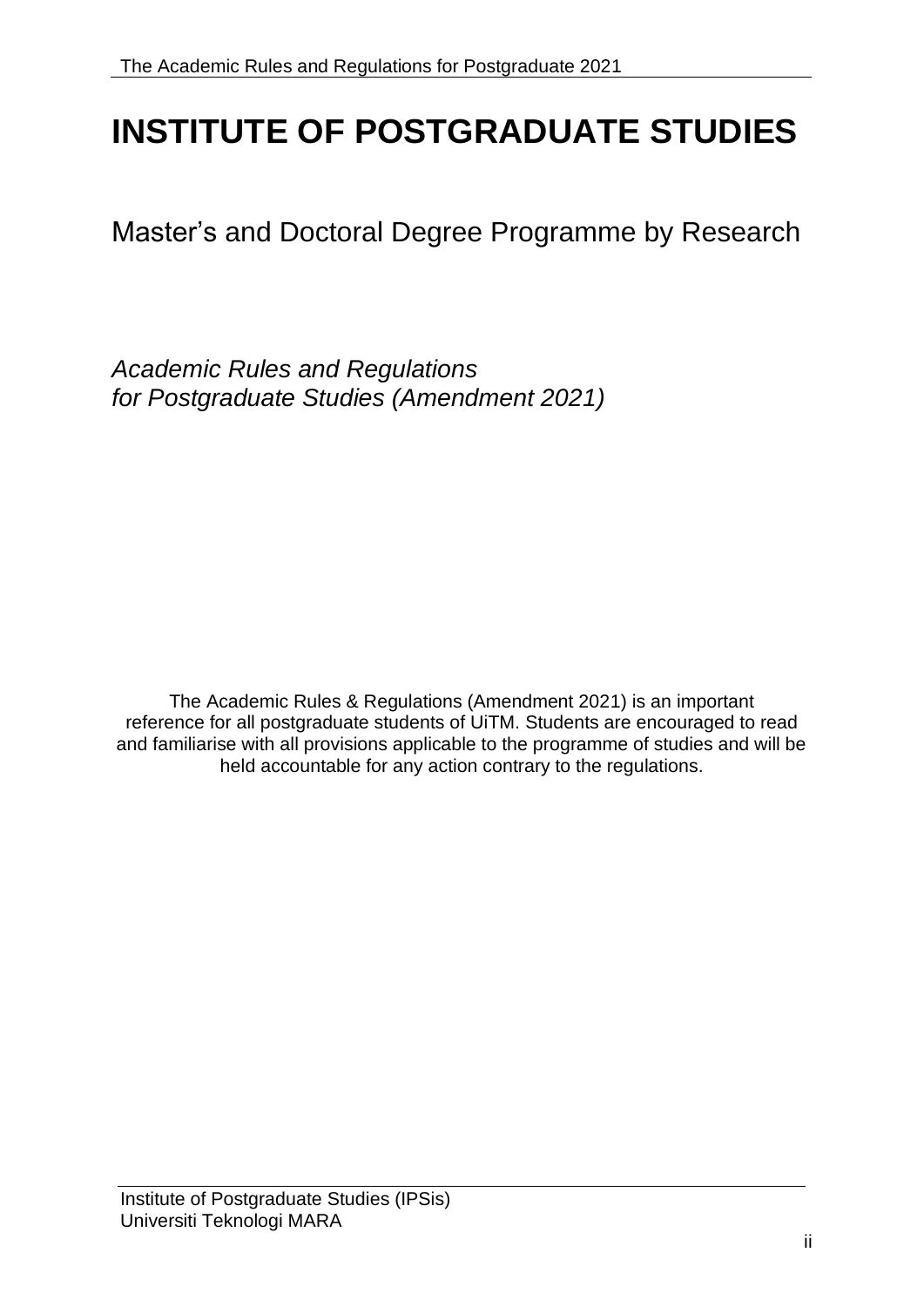# INSTITUTE OF POSTGRADUATE STUDIES

Master's and Doctoral Degree Programme by Research

*Academic Rules and Regulations*
*for Postgraduate Studies (Amendment 2021)*

The Academic Rules & Regulations (Amendment 2021) is an important reference for all postgraduate students of UiTM. Students are encouraged to read and familiarise with all provisions applicable to the programme of studies and will be held accountable for any action contrary to the regulations.

Institute of Postgraduate Studies (IPSis)
Universiti Teknologi MARA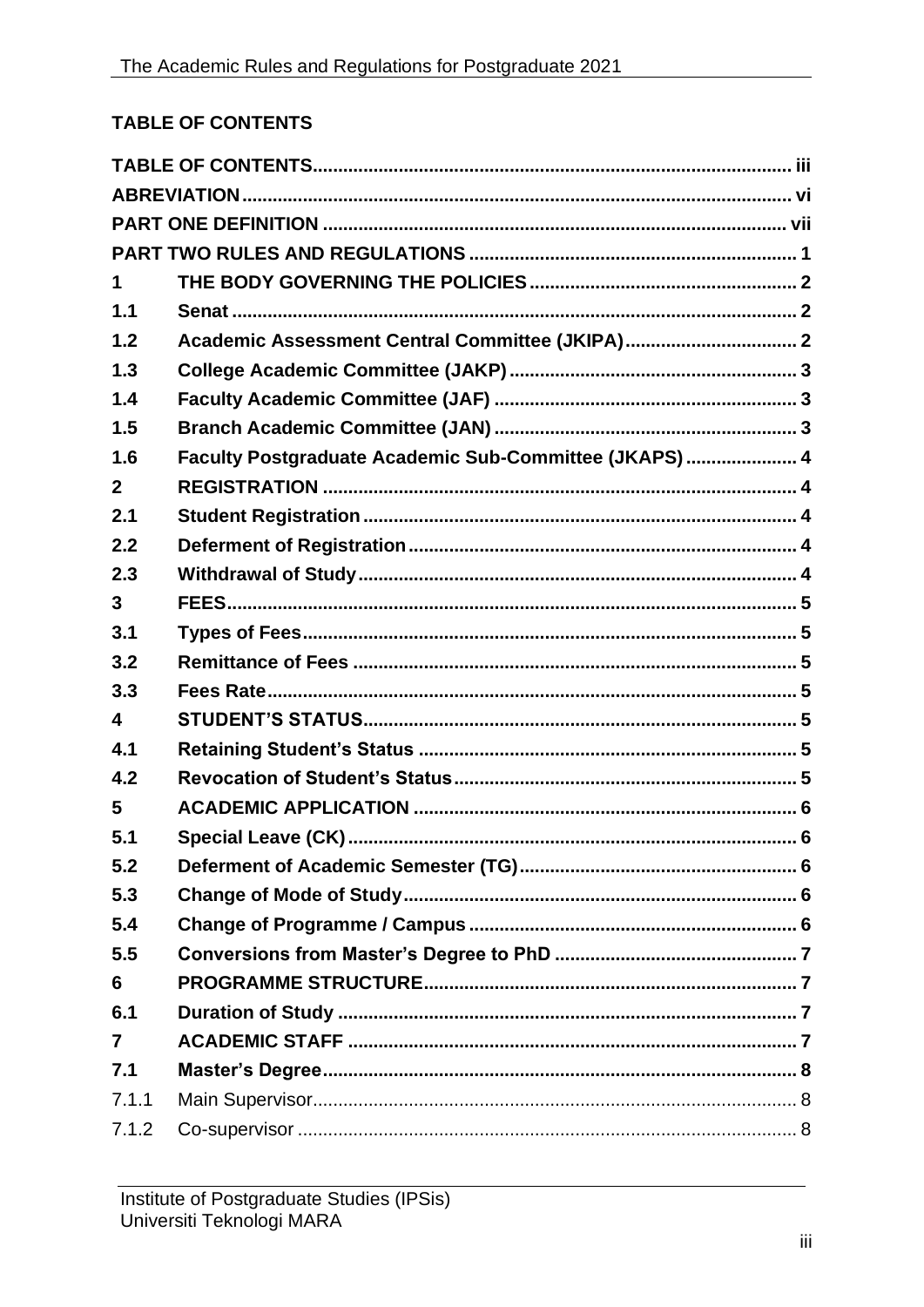## TABLE OF CONTENTS

| | | |
|---|---|---|
| **TABLE OF CONTENTS** | | **iii** |
| **ABREVIATION** | | **vi** |
| **PART ONE DEFINITION** | | **vii** |
| **PART TWO RULES AND REGULATIONS** | | **1** |
| **1** | **THE BODY GOVERNING THE POLICIES** | **2** |
| **1.1** | **Senat** | **2** |
| **1.2** | **Academic Assessment Central Committee (JKIPA)** | **2** |
| **1.3** | **College Academic Committee (JAKP)** | **3** |
| **1.4** | **Faculty Academic Committee (JAF)** | **3** |
| **1.5** | **Branch Academic Committee (JAN)** | **3** |
| **1.6** | **Faculty Postgraduate Academic Sub-Committee (JKAPS)** | **4** |
| **2** | **REGISTRATION** | **4** |
| **2.1** | **Student Registration** | **4** |
| **2.2** | **Deferment of Registration** | **4** |
| **2.3** | **Withdrawal of Study** | **4** |
| **3** | **FEES** | **5** |
| **3.1** | **Types of Fees** | **5** |
| **3.2** | **Remittance of Fees** | **5** |
| **3.3** | **Fees Rate** | **5** |
| **4** | **STUDENT'S STATUS** | **5** |
| **4.1** | **Retaining Student's Status** | **5** |
| **4.2** | **Revocation of Student's Status** | **5** |
| **5** | **ACADEMIC APPLICATION** | **6** |
| **5.1** | **Special Leave (CK)** | **6** |
| **5.2** | **Deferment of Academic Semester (TG)** | **6** |
| **5.3** | **Change of Mode of Study** | **6** |
| **5.4** | **Change of Programme / Campus** | **6** |
| **5.5** | **Conversions from Master's Degree to PhD** | **7** |
| **6** | **PROGRAMME STRUCTURE** | **7** |
| **6.1** | **Duration of Study** | **7** |
| **7** | **ACADEMIC STAFF** | **7** |
| **7.1** | **Master's Degree** | **8** |
| 7.1.1 | Main Supervisor | 8 |
| 7.1.2 | Co-supervisor | 8 |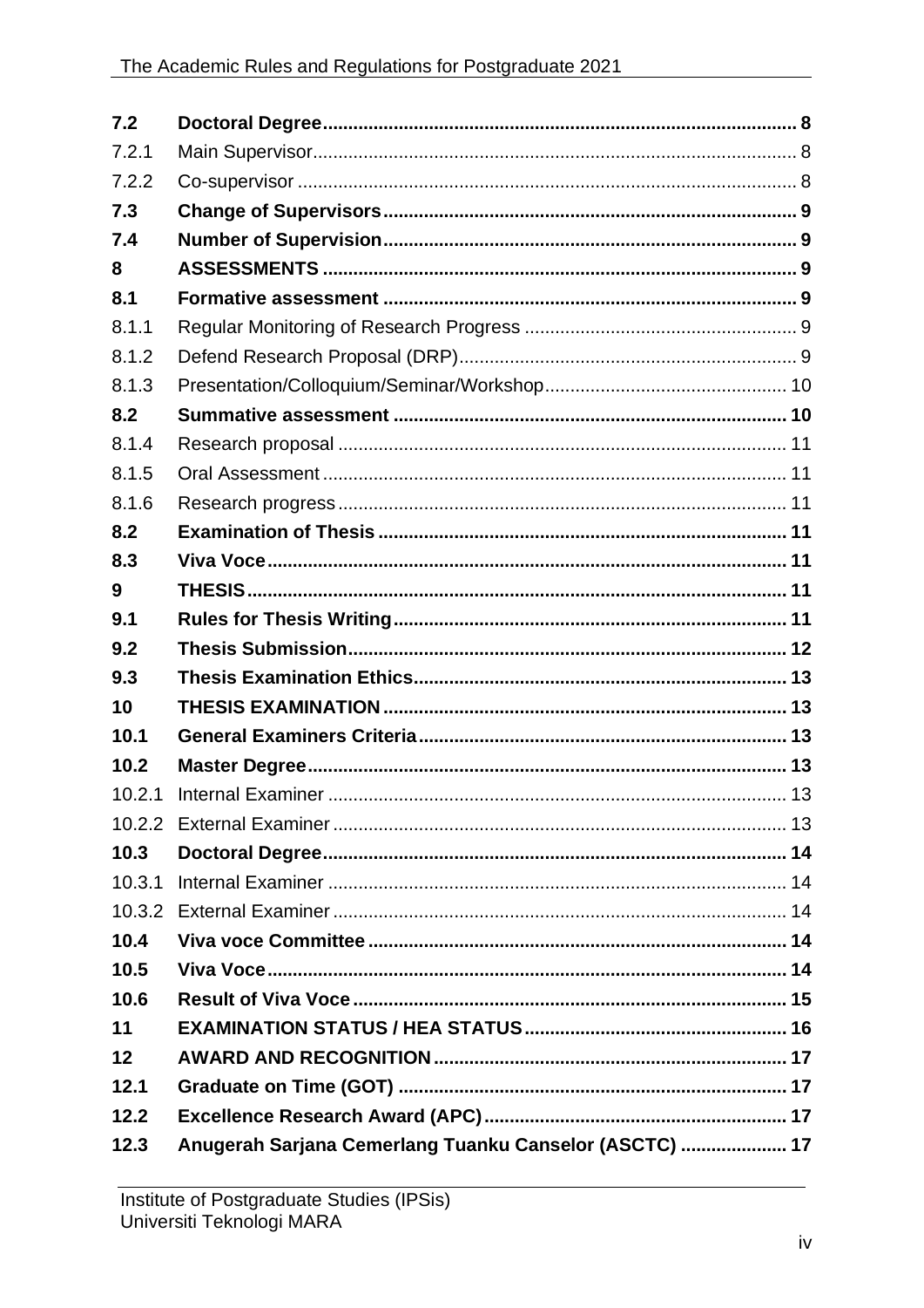| | | |
|---|---|---|
| **7.2** | **Doctoral Degree** | **8** |
| 7.2.1 | Main Supervisor | 8 |
| 7.2.2 | Co-supervisor | 8 |
| **7.3** | **Change of Supervisors** | **9** |
| **7.4** | **Number of Supervision** | **9** |
| **8** | **ASSESSMENTS** | **9** |
| **8.1** | **Formative assessment** | **9** |
| 8.1.1 | Regular Monitoring of Research Progress | 9 |
| 8.1.2 | Defend Research Proposal (DRP) | 9 |
| 8.1.3 | Presentation/Colloquium/Seminar/Workshop | 10 |
| **8.2** | **Summative assessment** | **10** |
| 8.1.4 | Research proposal | 11 |
| 8.1.5 | Oral Assessment | 11 |
| 8.1.6 | Research progress | 11 |
| **8.2** | **Examination of Thesis** | **11** |
| **8.3** | **Viva Voce** | **11** |
| **9** | **THESIS** | **11** |
| **9.1** | **Rules for Thesis Writing** | **11** |
| **9.2** | **Thesis Submission** | **12** |
| **9.3** | **Thesis Examination Ethics** | **13** |
| **10** | **THESIS EXAMINATION** | **13** |
| **10.1** | **General Examiners Criteria** | **13** |
| **10.2** | **Master Degree** | **13** |
| 10.2.1 | Internal Examiner | 13 |
| 10.2.2 | External Examiner | 13 |
| **10.3** | **Doctoral Degree** | **14** |
| 10.3.1 | Internal Examiner | 14 |
| 10.3.2 | External Examiner | 14 |
| **10.4** | **Viva voce Committee** | **14** |
| **10.5** | **Viva Voce** | **14** |
| **10.6** | **Result of Viva Voce** | **15** |
| **11** | **EXAMINATION STATUS / HEA STATUS** | **16** |
| **12** | **AWARD AND RECOGNITION** | **17** |
| **12.1** | **Graduate on Time (GOT)** | **17** |
| **12.2** | **Excellence Research Award (APC)** | **17** |
| **12.3** | **Anugerah Sarjana Cemerlang Tuanku Canselor (ASCTC)** | **17** |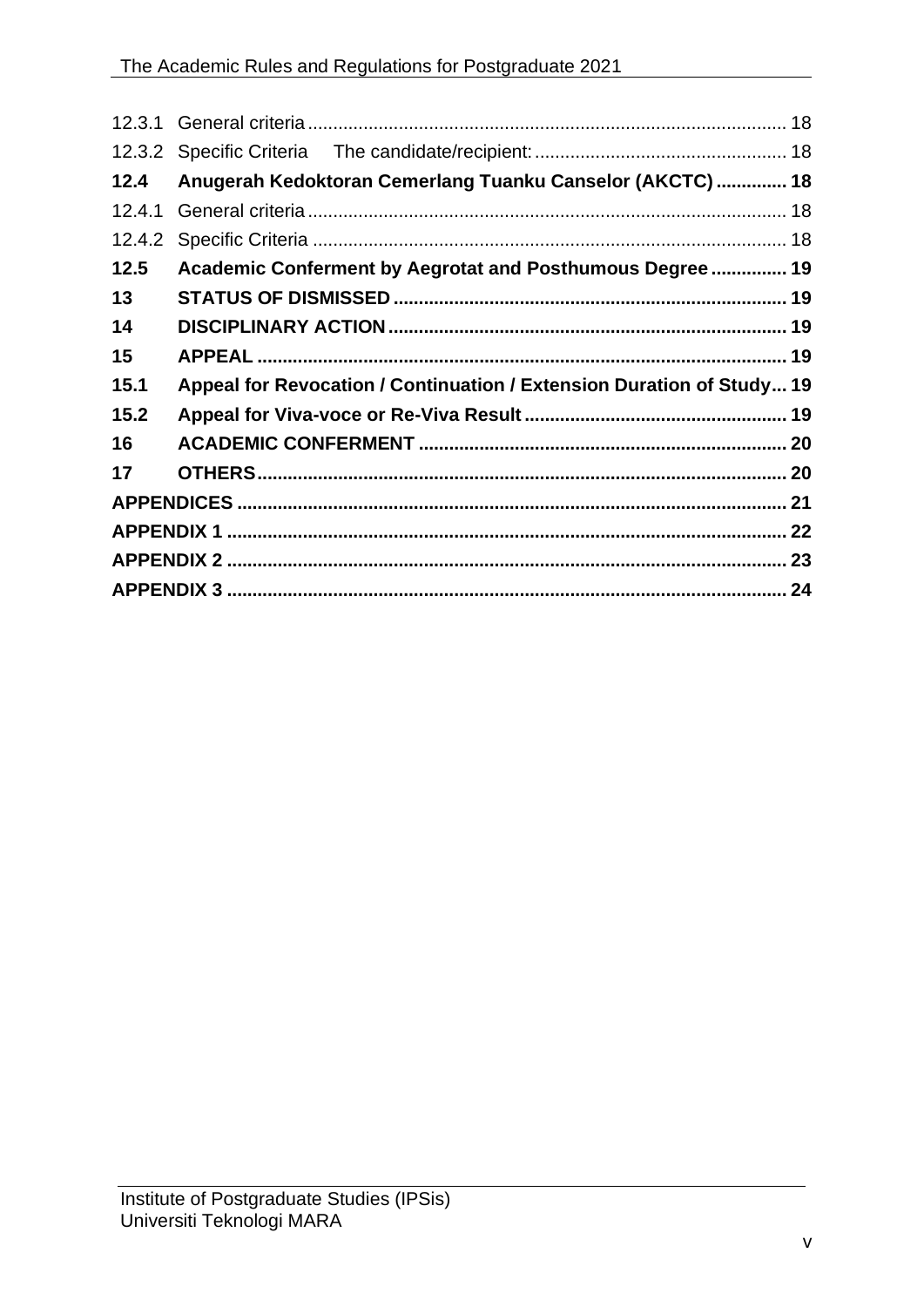| | | |
|---|---|---|
| 12.3.1 | General criteria | 18 |
| 12.3.2 | Specific Criteria The candidate/recipient: | 18 |
| **12.4** | **Anugerah Kedoktoran Cemerlang Tuanku Canselor (AKCTC)** | **18** |
| 12.4.1 | General criteria | 18 |
| 12.4.2 | Specific Criteria | 18 |
| **12.5** | **Academic Conferment by Aegrotat and Posthumous Degree** | **19** |
| **13** | **STATUS OF DISMISSED** | **19** |
| **14** | **DISCIPLINARY ACTION** | **19** |
| **15** | **APPEAL** | **19** |
| **15.1** | **Appeal for Revocation / Continuation / Extension Duration of Study** | **19** |
| **15.2** | **Appeal for Viva-voce or Re-Viva Result** | **19** |
| **16** | **ACADEMIC CONFERMENT** | **20** |
| **17** | **OTHERS** | **20** |
| **APPENDICES** | | **21** |
| **APPENDIX 1** | | **22** |
| **APPENDIX 2** | | **23** |
| **APPENDIX 3** | | **24** |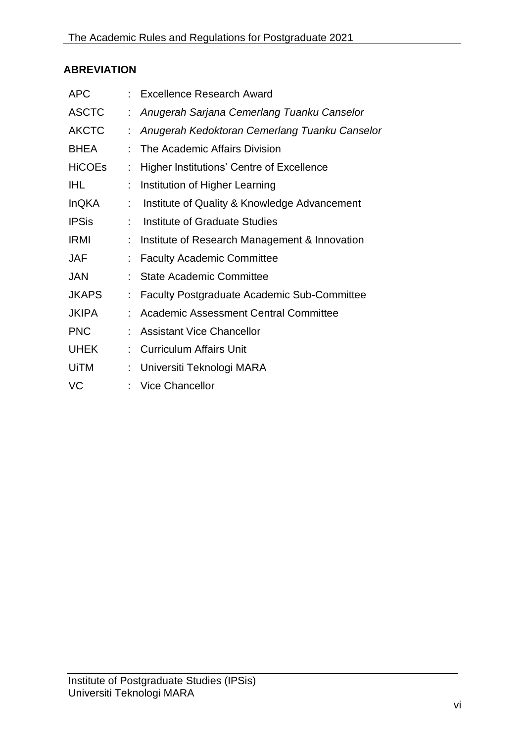## ABREVIATION

| | | |
|---|---|---|
| APC | : | Excellence Research Award |
| ASCTC | : | *Anugerah Sarjana Cemerlang Tuanku Canselor* |
| AKCTC | : | *Anugerah Kedoktoran Cemerlang Tuanku Canselor* |
| BHEA | : | The Academic Affairs Division |
| HiCOEs | : | Higher Institutions' Centre of Excellence |
| IHL | : | Institution of Higher Learning |
| InQKA | : | Institute of Quality & Knowledge Advancement |
| IPSis | : | Institute of Graduate Studies |
| IRMI | : | Institute of Research Management & Innovation |
| JAF | : | Faculty Academic Committee |
| JAN | : | State Academic Committee |
| JKAPS | : | Faculty Postgraduate Academic Sub-Committee |
| JKIPA | : | Academic Assessment Central Committee |
| PNC | : | Assistant Vice Chancellor |
| UHEK | : | Curriculum Affairs Unit |
| UiTM | : | Universiti Teknologi MARA |
| VC | : | Vice Chancellor |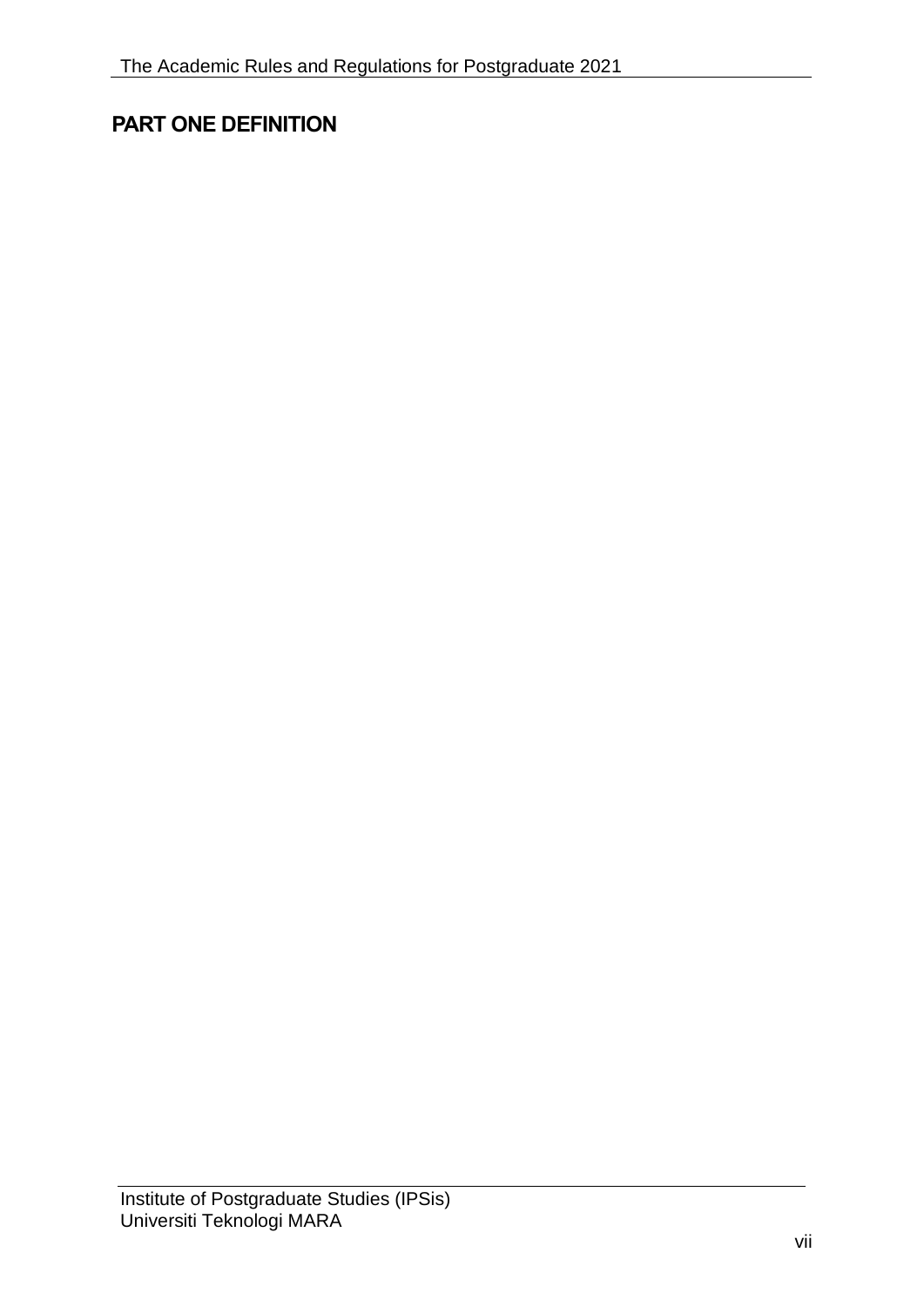# PART ONE DEFINITION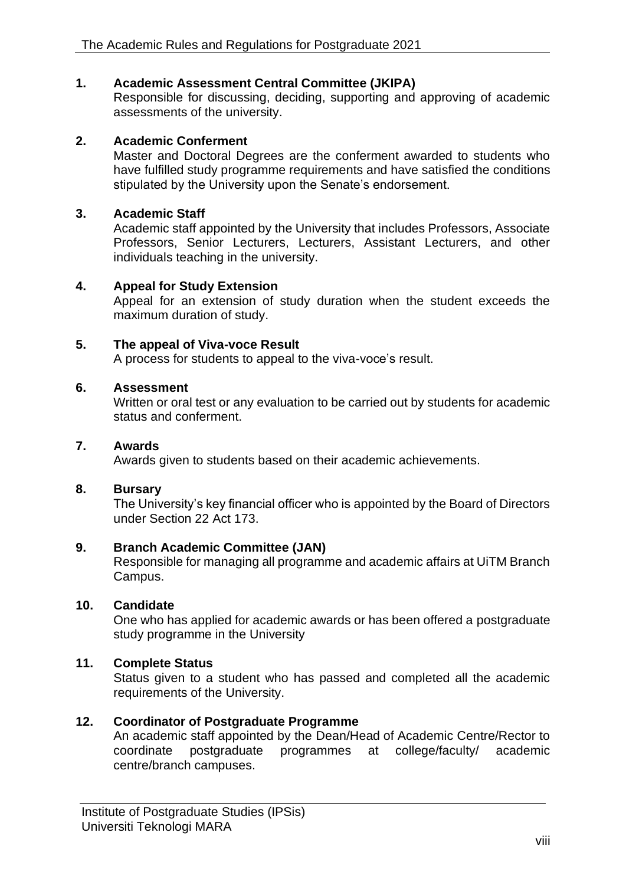**1. Academic Assessment Central Committee (JKIPA)**

Responsible for discussing, deciding, supporting and approving of academic assessments of the university.

**2. Academic Conferment**

Master and Doctoral Degrees are the conferment awarded to students who have fulfilled study programme requirements and have satisfied the conditions stipulated by the University upon the Senate's endorsement.

**3. Academic Staff**

Academic staff appointed by the University that includes Professors, Associate Professors, Senior Lecturers, Lecturers, Assistant Lecturers, and other individuals teaching in the university.

**4. Appeal for Study Extension**

Appeal for an extension of study duration when the student exceeds the maximum duration of study.

**5. The appeal of Viva-voce Result**

A process for students to appeal to the viva-voce's result.

**6. Assessment**

Written or oral test or any evaluation to be carried out by students for academic status and conferment.

**7. Awards**

Awards given to students based on their academic achievements.

**8. Bursary**

The University's key financial officer who is appointed by the Board of Directors under Section 22 Act 173.

**9. Branch Academic Committee (JAN)**

Responsible for managing all programme and academic affairs at UiTM Branch Campus.

**10. Candidate**

One who has applied for academic awards or has been offered a postgraduate study programme in the University

**11. Complete Status**

Status given to a student who has passed and completed all the academic requirements of the University.

**12. Coordinator of Postgraduate Programme**

An academic staff appointed by the Dean/Head of Academic Centre/Rector to coordinate postgraduate programmes at college/faculty/ academic centre/branch campuses.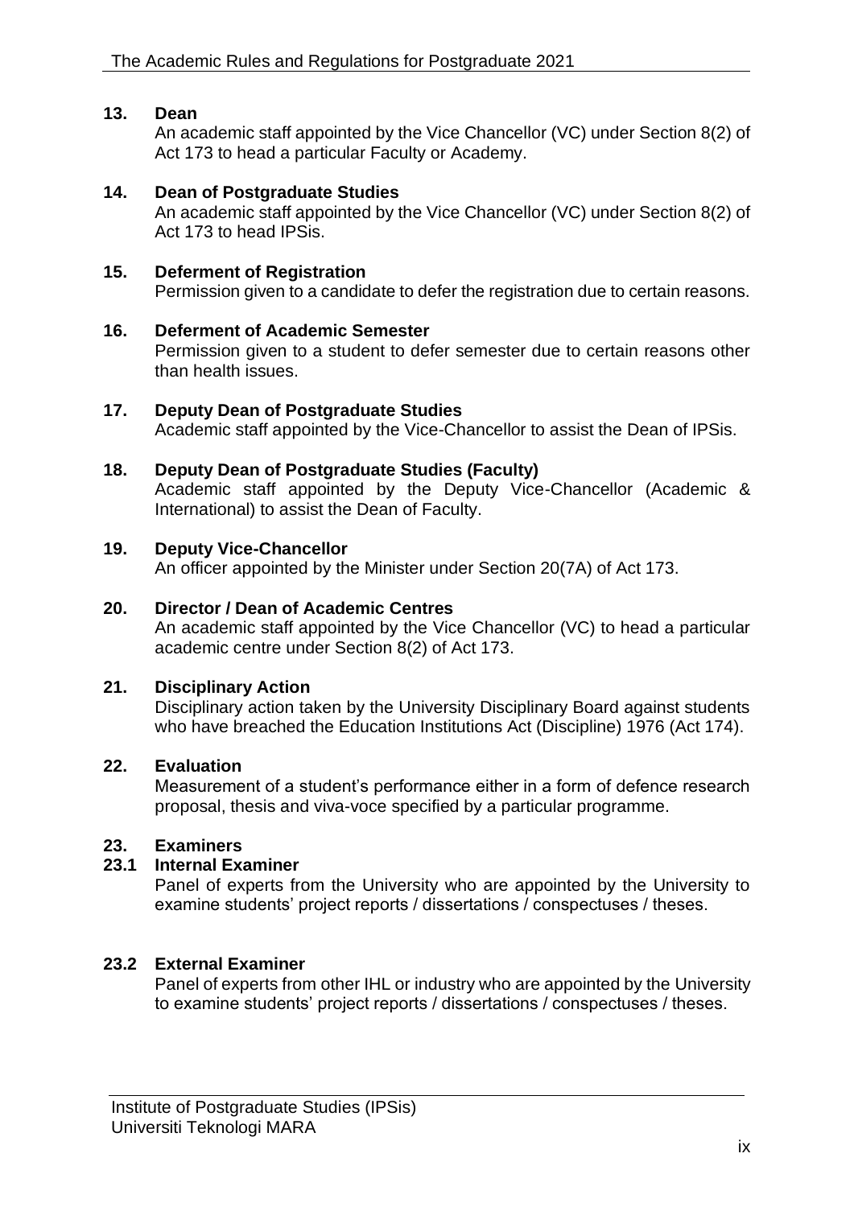**13. Dean**

An academic staff appointed by the Vice Chancellor (VC) under Section 8(2) of Act 173 to head a particular Faculty or Academy.

**14. Dean of Postgraduate Studies**

An academic staff appointed by the Vice Chancellor (VC) under Section 8(2) of Act 173 to head IPSis.

**15. Deferment of Registration**

Permission given to a candidate to defer the registration due to certain reasons.

**16. Deferment of Academic Semester**

Permission given to a student to defer semester due to certain reasons other than health issues.

**17. Deputy Dean of Postgraduate Studies**

Academic staff appointed by the Vice-Chancellor to assist the Dean of IPSis.

**18. Deputy Dean of Postgraduate Studies (Faculty)**

Academic staff appointed by the Deputy Vice-Chancellor (Academic & International) to assist the Dean of Faculty.

**19. Deputy Vice-Chancellor**

An officer appointed by the Minister under Section 20(7A) of Act 173.

**20. Director / Dean of Academic Centres**

An academic staff appointed by the Vice Chancellor (VC) to head a particular academic centre under Section 8(2) of Act 173.

**21. Disciplinary Action**

Disciplinary action taken by the University Disciplinary Board against students who have breached the Education Institutions Act (Discipline) 1976 (Act 174).

**22. Evaluation**

Measurement of a student's performance either in a form of defence research proposal, thesis and viva-voce specified by a particular programme.

**23. Examiners**

**23.1 Internal Examiner**

Panel of experts from the University who are appointed by the University to examine students' project reports / dissertations / conspectuses / theses.

**23.2 External Examiner**

Panel of experts from other IHL or industry who are appointed by the University to examine students' project reports / dissertations / conspectuses / theses.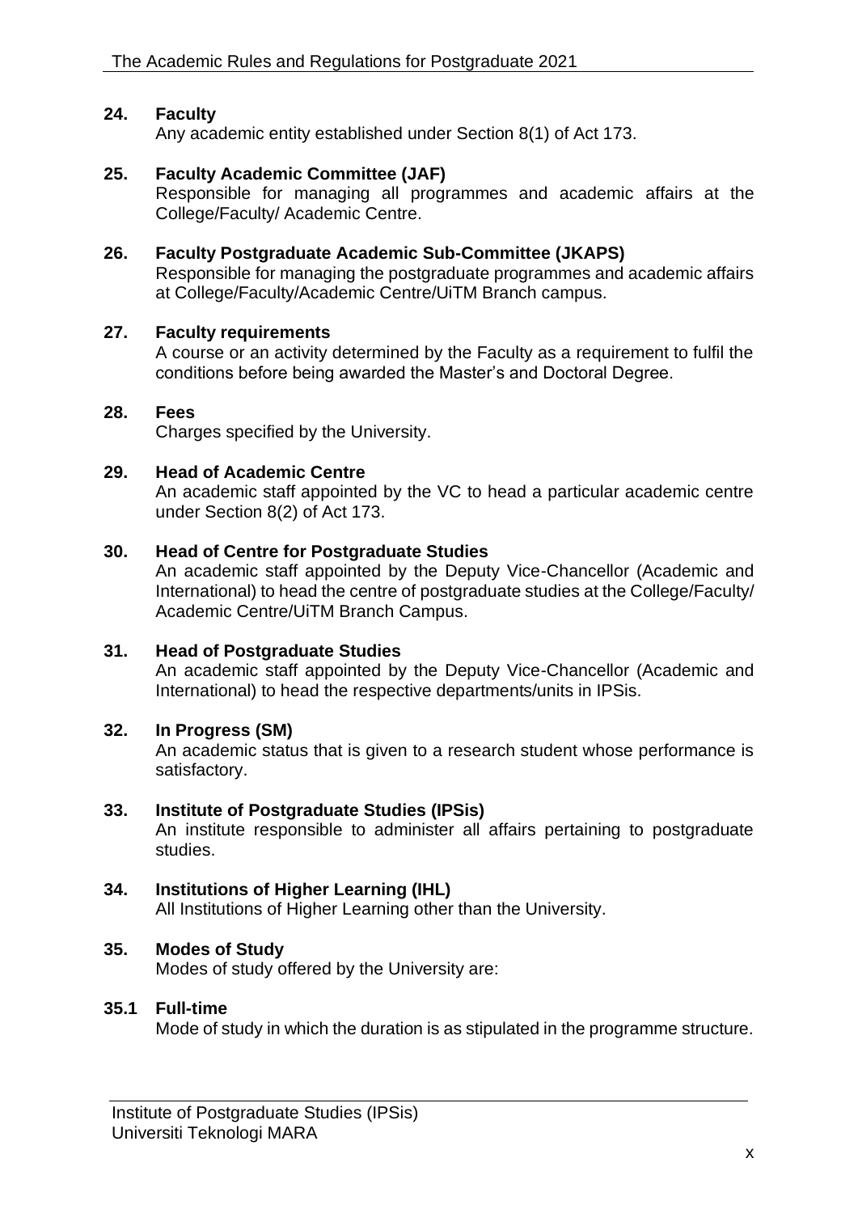**24. Faculty**

Any academic entity established under Section 8(1) of Act 173.

**25. Faculty Academic Committee (JAF)**

Responsible for managing all programmes and academic affairs at the College/Faculty/ Academic Centre.

**26. Faculty Postgraduate Academic Sub-Committee (JKAPS)**

Responsible for managing the postgraduate programmes and academic affairs at College/Faculty/Academic Centre/UiTM Branch campus.

**27. Faculty requirements**

A course or an activity determined by the Faculty as a requirement to fulfil the conditions before being awarded the Master's and Doctoral Degree.

**28. Fees**

Charges specified by the University.

**29. Head of Academic Centre**

An academic staff appointed by the VC to head a particular academic centre under Section 8(2) of Act 173.

**30. Head of Centre for Postgraduate Studies**

An academic staff appointed by the Deputy Vice-Chancellor (Academic and International) to head the centre of postgraduate studies at the College/Faculty/ Academic Centre/UiTM Branch Campus.

**31. Head of Postgraduate Studies**

An academic staff appointed by the Deputy Vice-Chancellor (Academic and International) to head the respective departments/units in IPSis.

**32. In Progress (SM)**

An academic status that is given to a research student whose performance is satisfactory.

**33. Institute of Postgraduate Studies (IPSis)**

An institute responsible to administer all affairs pertaining to postgraduate studies.

**34. Institutions of Higher Learning (IHL)**

All Institutions of Higher Learning other than the University.

**35. Modes of Study**

Modes of study offered by the University are:

**35.1 Full-time**

Mode of study in which the duration is as stipulated in the programme structure.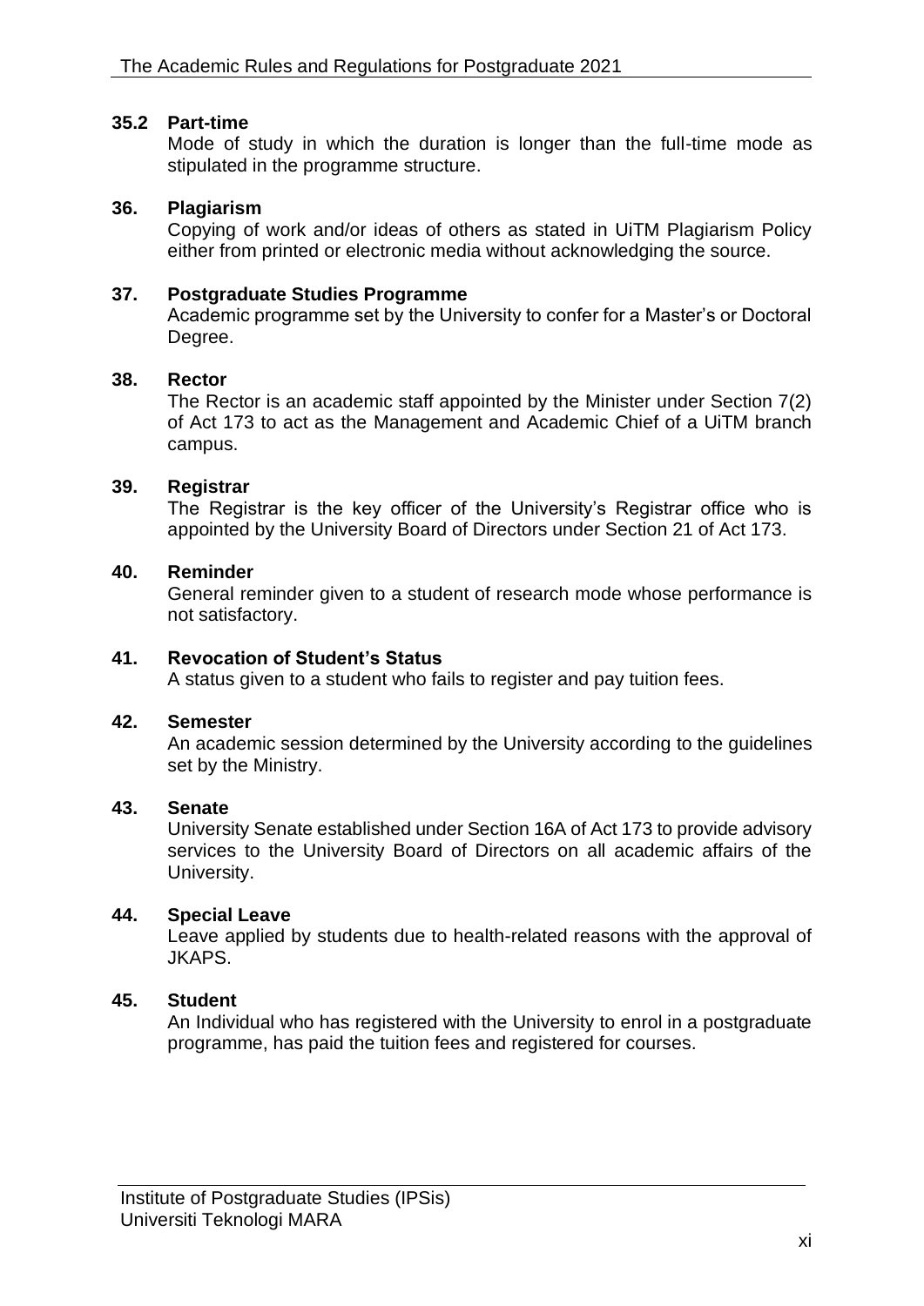**35.2 Part-time**

Mode of study in which the duration is longer than the full-time mode as stipulated in the programme structure.

**36. Plagiarism**

Copying of work and/or ideas of others as stated in UiTM Plagiarism Policy either from printed or electronic media without acknowledging the source.

**37. Postgraduate Studies Programme**

Academic programme set by the University to confer for a Master's or Doctoral Degree.

**38. Rector**

The Rector is an academic staff appointed by the Minister under Section 7(2) of Act 173 to act as the Management and Academic Chief of a UiTM branch campus.

**39. Registrar**

The Registrar is the key officer of the University's Registrar office who is appointed by the University Board of Directors under Section 21 of Act 173.

**40. Reminder**

General reminder given to a student of research mode whose performance is not satisfactory.

**41. Revocation of Student's Status**

A status given to a student who fails to register and pay tuition fees.

**42. Semester**

An academic session determined by the University according to the guidelines set by the Ministry.

**43. Senate**

University Senate established under Section 16A of Act 173 to provide advisory services to the University Board of Directors on all academic affairs of the University.

**44. Special Leave**

Leave applied by students due to health-related reasons with the approval of JKAPS.

**45. Student**

An Individual who has registered with the University to enrol in a postgraduate programme, has paid the tuition fees and registered for courses.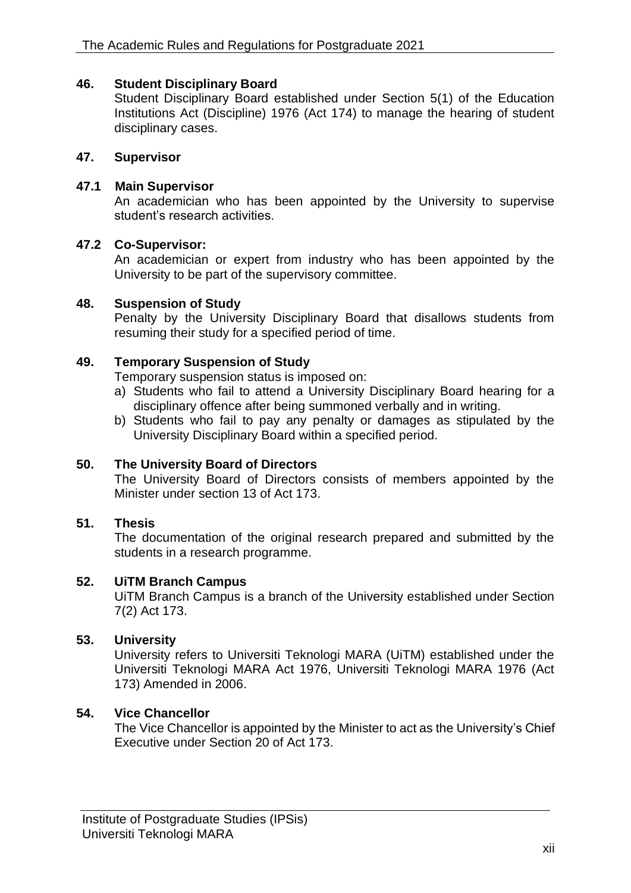### 46. Student Disciplinary Board

Student Disciplinary Board established under Section 5(1) of the Education Institutions Act (Discipline) 1976 (Act 174) to manage the hearing of student disciplinary cases.

### 47. Supervisor

#### 47.1 Main Supervisor

An academician who has been appointed by the University to supervise student's research activities.

#### 47.2 Co-Supervisor:

An academician or expert from industry who has been appointed by the University to be part of the supervisory committee.

### 48. Suspension of Study

Penalty by the University Disciplinary Board that disallows students from resuming their study for a specified period of time.

### 49. Temporary Suspension of Study

Temporary suspension status is imposed on:

a) Students who fail to attend a University Disciplinary Board hearing for a disciplinary offence after being summoned verbally and in writing.
b) Students who fail to pay any penalty or damages as stipulated by the University Disciplinary Board within a specified period.

### 50. The University Board of Directors

The University Board of Directors consists of members appointed by the Minister under section 13 of Act 173.

### 51. Thesis

The documentation of the original research prepared and submitted by the students in a research programme.

### 52. UiTM Branch Campus

UiTM Branch Campus is a branch of the University established under Section 7(2) Act 173.

### 53. University

University refers to Universiti Teknologi MARA (UiTM) established under the Universiti Teknologi MARA Act 1976, Universiti Teknologi MARA 1976 (Act 173) Amended in 2006.

### 54. Vice Chancellor

The Vice Chancellor is appointed by the Minister to act as the University's Chief Executive under Section 20 of Act 173.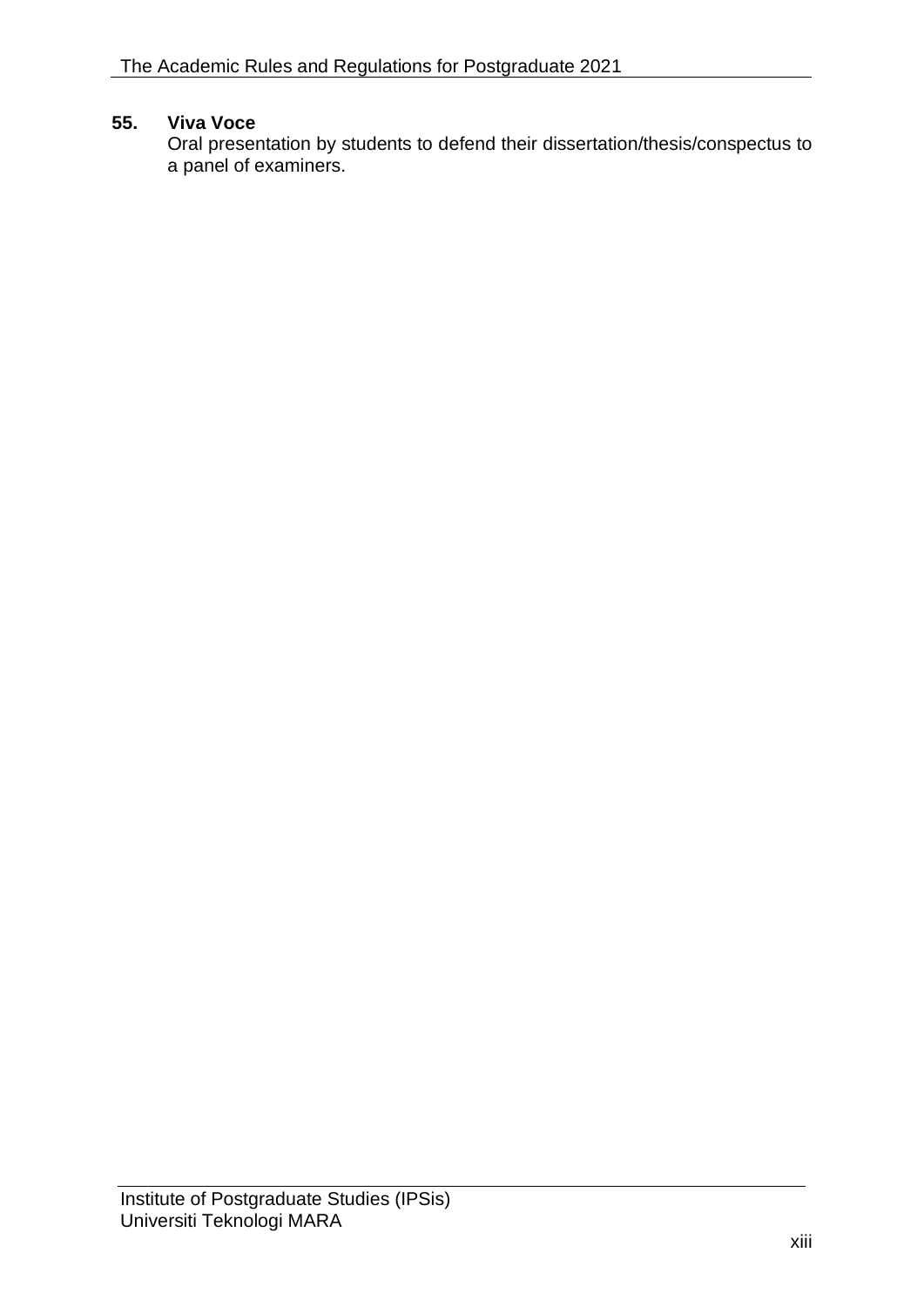**55. Viva Voce**

Oral presentation by students to defend their dissertation/thesis/conspectus to a panel of examiners.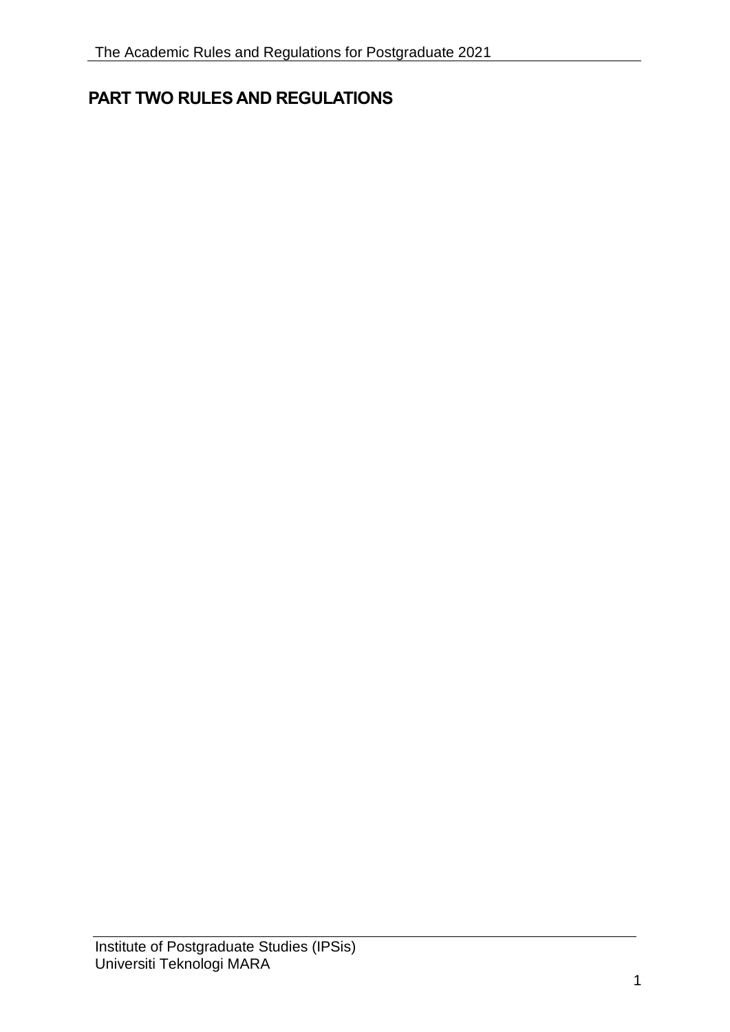# PART TWO RULES AND REGULATIONS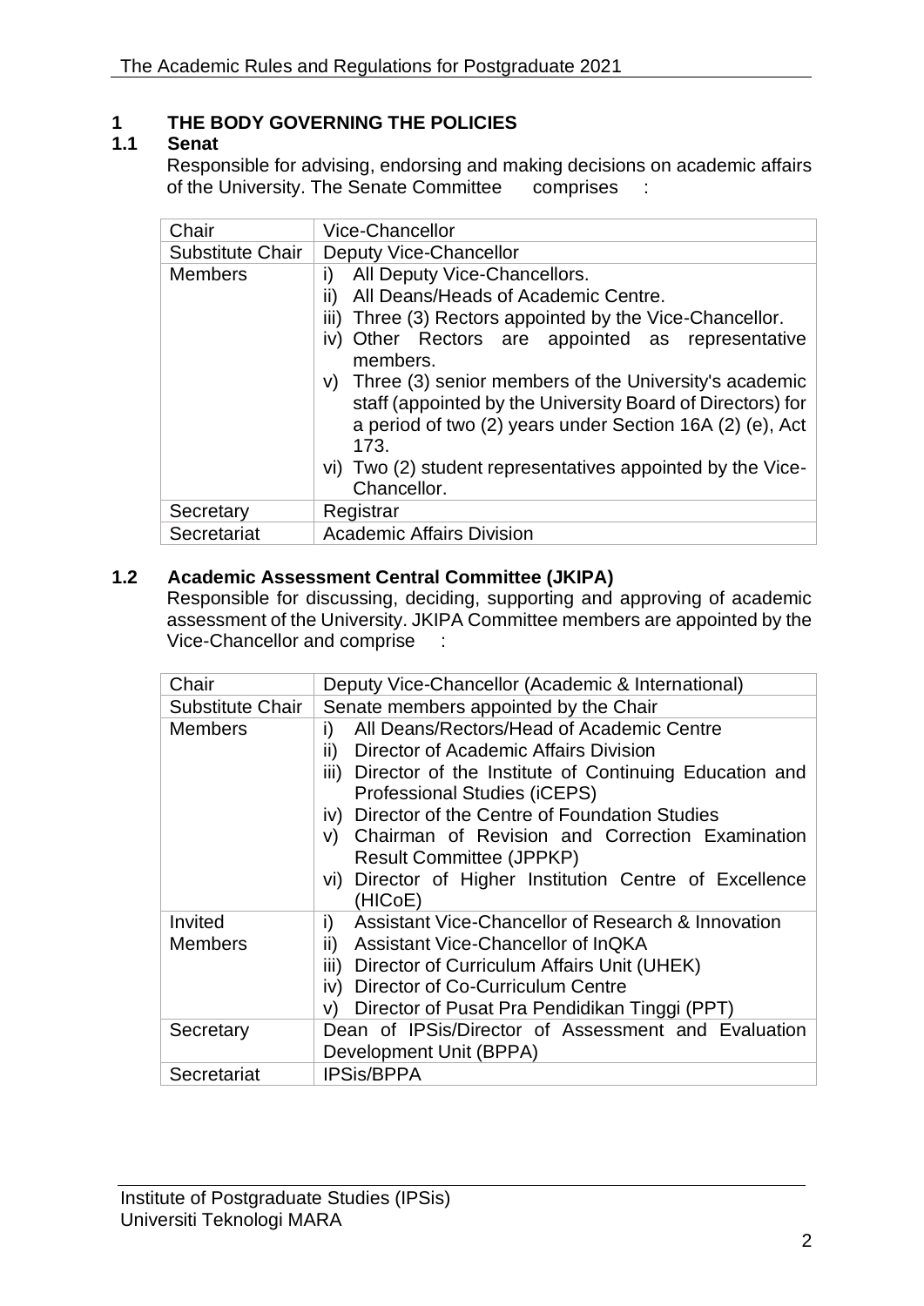# 1 THE BODY GOVERNING THE POLICIES

## 1.1 Senat

Responsible for advising, endorsing and making decisions on academic affairs of the University. The Senate Committee comprises :

| Chair | Vice-Chancellor |
|---|---|
| Substitute Chair | Deputy Vice-Chancellor |
| Members | i) All Deputy Vice-Chancellors.<br>ii) All Deans/Heads of Academic Centre.<br>iii) Three (3) Rectors appointed by the Vice-Chancellor.<br>iv) Other Rectors are appointed as representative members.<br>v) Three (3) senior members of the University's academic staff (appointed by the University Board of Directors) for a period of two (2) years under Section 16A (2) (e), Act 173.<br>vi) Two (2) student representatives appointed by the Vice-Chancellor. |
| Secretary | Registrar |
| Secretariat | Academic Affairs Division |

## 1.2 Academic Assessment Central Committee (JKIPA)

Responsible for discussing, deciding, supporting and approving of academic assessment of the University. JKIPA Committee members are appointed by the Vice-Chancellor and comprise :

| Chair | Deputy Vice-Chancellor (Academic & International) |
|---|---|
| Substitute Chair | Senate members appointed by the Chair |
| Members | i) All Deans/Rectors/Head of Academic Centre<br>ii) Director of Academic Affairs Division<br>iii) Director of the Institute of Continuing Education and Professional Studies (iCEPS)<br>iv) Director of the Centre of Foundation Studies<br>v) Chairman of Revision and Correction Examination Result Committee (JPPKP)<br>vi) Director of Higher Institution Centre of Excellence (HICoE) |
| Invited Members | i) Assistant Vice-Chancellor of Research & Innovation<br>ii) Assistant Vice-Chancellor of InQKA<br>iii) Director of Curriculum Affairs Unit (UHEK)<br>iv) Director of Co-Curriculum Centre<br>v) Director of Pusat Pra Pendidikan Tinggi (PPT) |
| Secretary | Dean of IPSis/Director of Assessment and Evaluation Development Unit (BPPA) |
| Secretariat | IPSis/BPPA |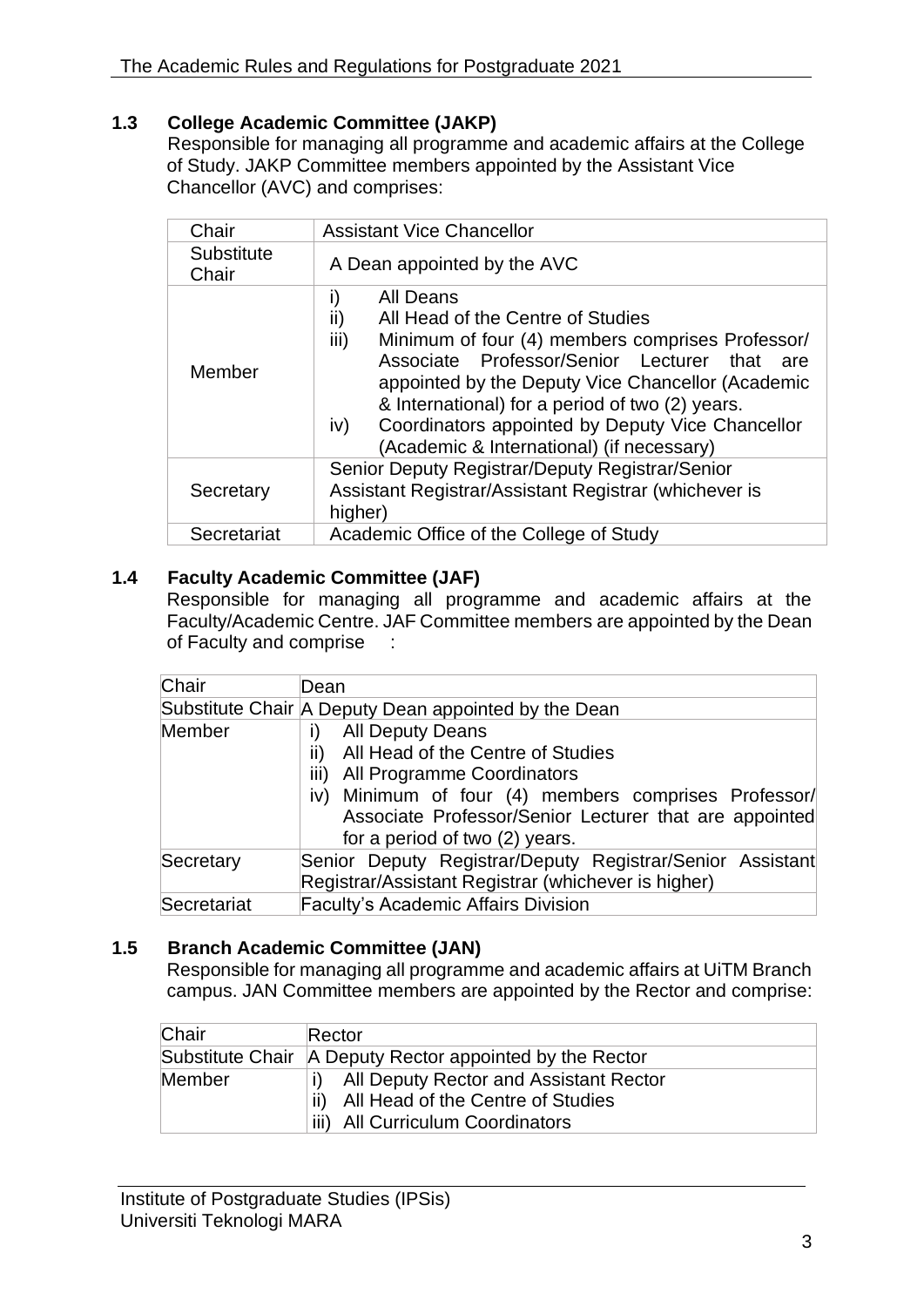### 1.3 College Academic Committee (JAKP)

Responsible for managing all programme and academic affairs at the College of Study. JAKP Committee members appointed by the Assistant Vice Chancellor (AVC) and comprises:

| Chair | Assistant Vice Chancellor |
|---|---|
| Substitute Chair | A Dean appointed by the AVC |
| Member | i) All Deans<br>ii) All Head of the Centre of Studies<br>iii) Minimum of four (4) members comprises Professor/ Associate Professor/Senior Lecturer that are appointed by the Deputy Vice Chancellor (Academic & International) for a period of two (2) years.<br>iv) Coordinators appointed by Deputy Vice Chancellor (Academic & International) (if necessary) |
| Secretary | Senior Deputy Registrar/Deputy Registrar/Senior Assistant Registrar/Assistant Registrar (whichever is higher) |
| Secretariat | Academic Office of the College of Study |

### 1.4 Faculty Academic Committee (JAF)

Responsible for managing all programme and academic affairs at the Faculty/Academic Centre. JAF Committee members are appointed by the Dean of Faculty and comprise :

| Chair | Dean |
|---|---|
| Substitute Chair | A Deputy Dean appointed by the Dean |
| Member | i) All Deputy Deans<br>ii) All Head of the Centre of Studies<br>iii) All Programme Coordinators<br>iv) Minimum of four (4) members comprises Professor/ Associate Professor/Senior Lecturer that are appointed for a period of two (2) years. |
| Secretary | Senior Deputy Registrar/Deputy Registrar/Senior Assistant Registrar/Assistant Registrar (whichever is higher) |
| Secretariat | Faculty's Academic Affairs Division |

### 1.5 Branch Academic Committee (JAN)

Responsible for managing all programme and academic affairs at UiTM Branch campus. JAN Committee members are appointed by the Rector and comprise:

| Chair | Rector |
|---|---|
| Substitute Chair | A Deputy Rector appointed by the Rector |
| Member | i) All Deputy Rector and Assistant Rector<br>ii) All Head of the Centre of Studies<br>iii) All Curriculum Coordinators |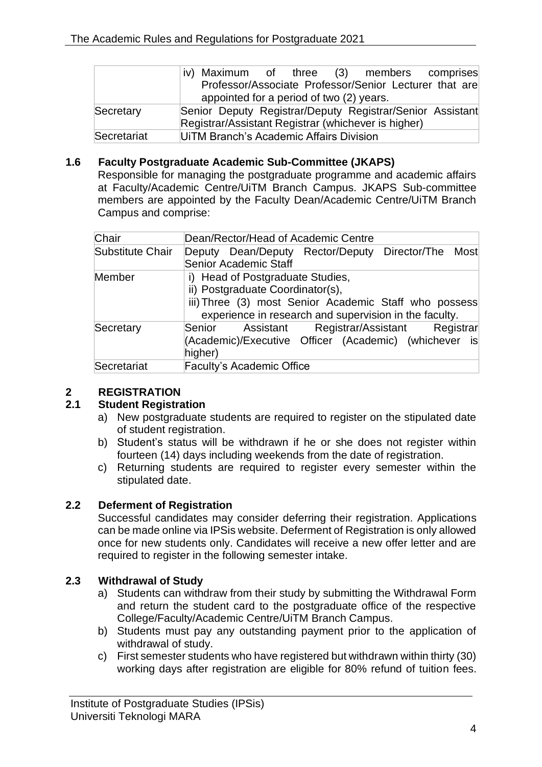| | |
|---|---|
| | iv) Maximum of three (3) members comprises Professor/Associate Professor/Senior Lecturer that are appointed for a period of two (2) years. |
| Secretary | Senior Deputy Registrar/Deputy Registrar/Senior Assistant Registrar/Assistant Registrar (whichever is higher) |
| Secretariat | UiTM Branch's Academic Affairs Division |

### 1.6 Faculty Postgraduate Academic Sub-Committee (JKAPS)

Responsible for managing the postgraduate programme and academic affairs at Faculty/Academic Centre/UiTM Branch Campus. JKAPS Sub-committee members are appointed by the Faculty Dean/Academic Centre/UiTM Branch Campus and comprise:

| | |
|---|---|
| Chair | Dean/Rector/Head of Academic Centre |
| Substitute Chair | Deputy Dean/Deputy Rector/Deputy Director/The Most Senior Academic Staff |
| Member | i) Head of Postgraduate Studies,<br>ii) Postgraduate Coordinator(s),<br>iii) Three (3) most Senior Academic Staff who possess experience in research and supervision in the faculty. |
| Secretary | Senior Assistant Registrar/Assistant Registrar (Academic)/Executive Officer (Academic) (whichever is higher) |
| Secretariat | Faculty's Academic Office |

## 2 REGISTRATION

### 2.1 Student Registration

a) New postgraduate students are required to register on the stipulated date of student registration.

b) Student's status will be withdrawn if he or she does not register within fourteen (14) days including weekends from the date of registration.

c) Returning students are required to register every semester within the stipulated date.

### 2.2 Deferment of Registration

Successful candidates may consider deferring their registration. Applications can be made online via IPSis website. Deferment of Registration is only allowed once for new students only. Candidates will receive a new offer letter and are required to register in the following semester intake.

### 2.3 Withdrawal of Study

a) Students can withdraw from their study by submitting the Withdrawal Form and return the student card to the postgraduate office of the respective College/Faculty/Academic Centre/UiTM Branch Campus.

b) Students must pay any outstanding payment prior to the application of withdrawal of study.

c) First semester students who have registered but withdrawn within thirty (30) working days after registration are eligible for 80% refund of tuition fees.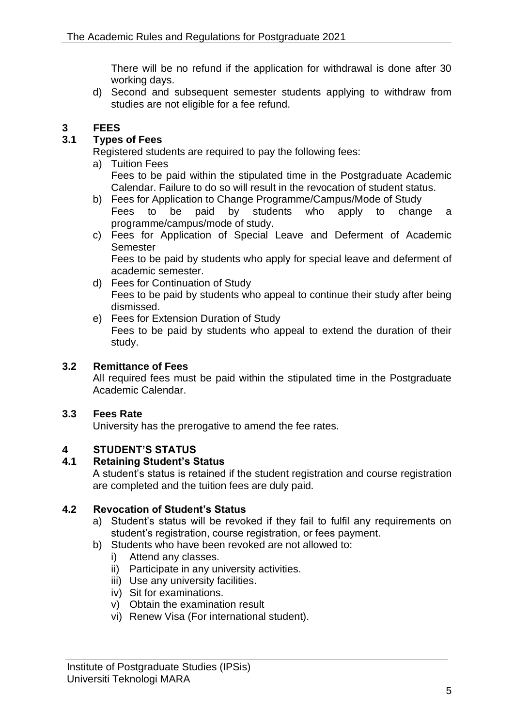There will be no refund if the application for withdrawal is done after 30 working days.

d) Second and subsequent semester students applying to withdraw from studies are not eligible for a fee refund.

# 3 FEES

## 3.1 Types of Fees

Registered students are required to pay the following fees:

a) Tuition Fees
   Fees to be paid within the stipulated time in the Postgraduate Academic Calendar. Failure to do so will result in the revocation of student status.

b) Fees for Application to Change Programme/Campus/Mode of Study
   Fees to be paid by students who apply to change a programme/campus/mode of study.

c) Fees for Application of Special Leave and Deferment of Academic Semester
   Fees to be paid by students who apply for special leave and deferment of academic semester.

d) Fees for Continuation of Study
   Fees to be paid by students who appeal to continue their study after being dismissed.

e) Fees for Extension Duration of Study
   Fees to be paid by students who appeal to extend the duration of their study.

## 3.2 Remittance of Fees

All required fees must be paid within the stipulated time in the Postgraduate Academic Calendar.

## 3.3 Fees Rate

University has the prerogative to amend the fee rates.

# 4 STUDENT'S STATUS

## 4.1 Retaining Student's Status

A student's status is retained if the student registration and course registration are completed and the tuition fees are duly paid.

## 4.2 Revocation of Student's Status

a) Student's status will be revoked if they fail to fulfil any requirements on student's registration, course registration, or fees payment.

b) Students who have been revoked are not allowed to:
   i) Attend any classes.
   ii) Participate in any university activities.
   iii) Use any university facilities.
   iv) Sit for examinations.
   v) Obtain the examination result
   vi) Renew Visa (For international student).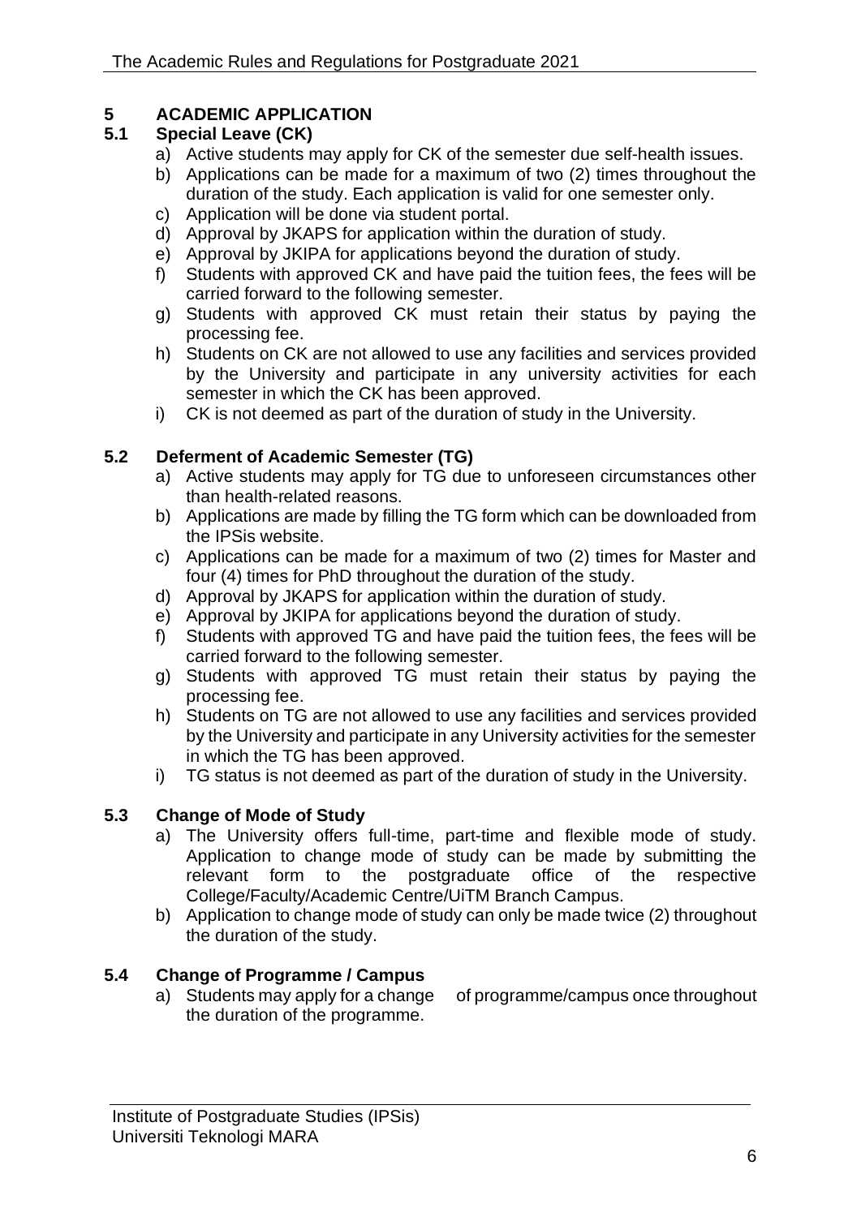# 5 ACADEMIC APPLICATION

## 5.1 Special Leave (CK)

a) Active students may apply for CK of the semester due self-health issues.
b) Applications can be made for a maximum of two (2) times throughout the duration of the study. Each application is valid for one semester only.
c) Application will be done via student portal.
d) Approval by JKAPS for application within the duration of study.
e) Approval by JKIPA for applications beyond the duration of study.
f) Students with approved CK and have paid the tuition fees, the fees will be carried forward to the following semester.
g) Students with approved CK must retain their status by paying the processing fee.
h) Students on CK are not allowed to use any facilities and services provided by the University and participate in any university activities for each semester in which the CK has been approved.
i) CK is not deemed as part of the duration of study in the University.

## 5.2 Deferment of Academic Semester (TG)

a) Active students may apply for TG due to unforeseen circumstances other than health-related reasons.
b) Applications are made by filling the TG form which can be downloaded from the IPSis website.
c) Applications can be made for a maximum of two (2) times for Master and four (4) times for PhD throughout the duration of the study.
d) Approval by JKAPS for application within the duration of study.
e) Approval by JKIPA for applications beyond the duration of study.
f) Students with approved TG and have paid the tuition fees, the fees will be carried forward to the following semester.
g) Students with approved TG must retain their status by paying the processing fee.
h) Students on TG are not allowed to use any facilities and services provided by the University and participate in any University activities for the semester in which the TG has been approved.
i) TG status is not deemed as part of the duration of study in the University.

## 5.3 Change of Mode of Study

a) The University offers full-time, part-time and flexible mode of study. Application to change mode of study can be made by submitting the relevant form to the postgraduate office of the respective College/Faculty/Academic Centre/UiTM Branch Campus.
b) Application to change mode of study can only be made twice (2) throughout the duration of the study.

## 5.4 Change of Programme / Campus

a) Students may apply for a change of programme/campus once throughout the duration of the programme.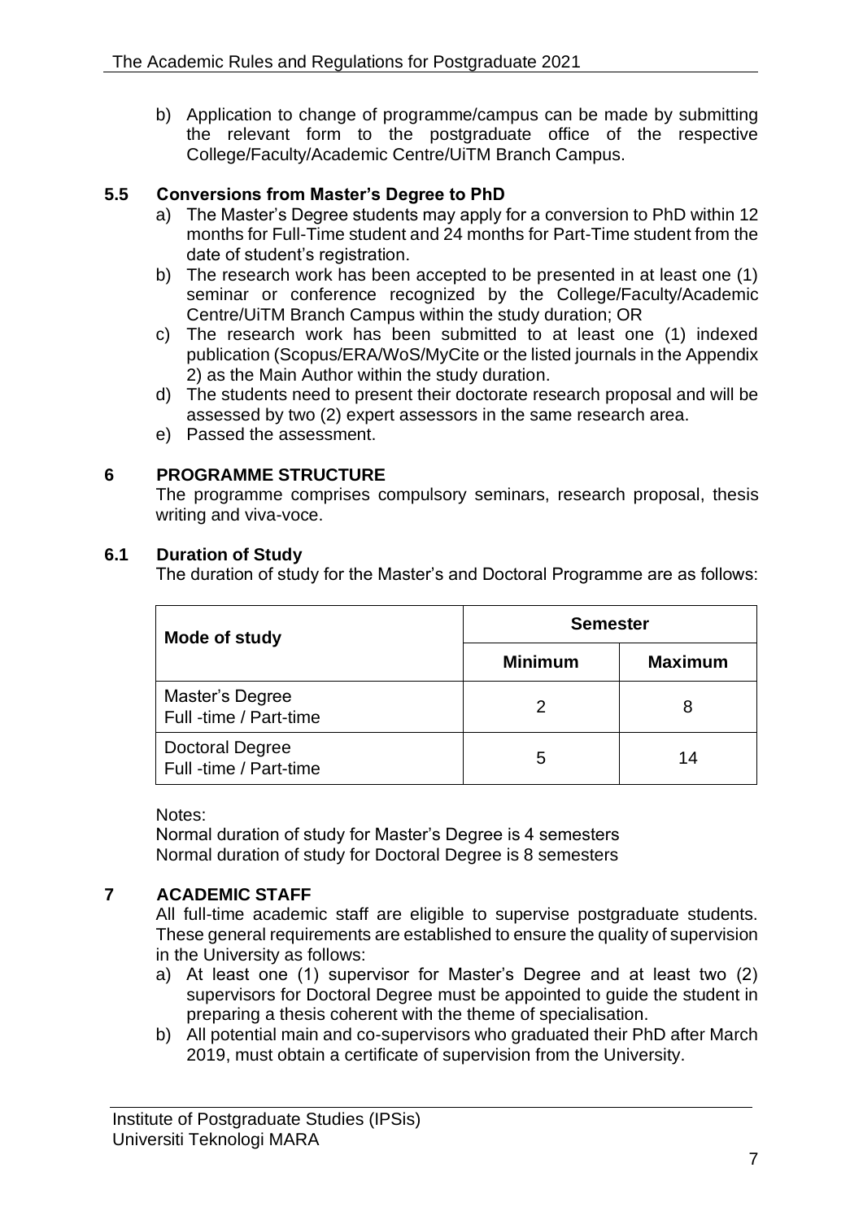b) Application to change of programme/campus can be made by submitting the relevant form to the postgraduate office of the respective College/Faculty/Academic Centre/UiTM Branch Campus.

### 5.5 Conversions from Master's Degree to PhD

a) The Master's Degree students may apply for a conversion to PhD within 12 months for Full-Time student and 24 months for Part-Time student from the date of student's registration.
b) The research work has been accepted to be presented in at least one (1) seminar or conference recognized by the College/Faculty/Academic Centre/UiTM Branch Campus within the study duration; OR
c) The research work has been submitted to at least one (1) indexed publication (Scopus/ERA/WoS/MyCite or the listed journals in the Appendix 2) as the Main Author within the study duration.
d) The students need to present their doctorate research proposal and will be assessed by two (2) expert assessors in the same research area.
e) Passed the assessment.

## 6 PROGRAMME STRUCTURE

The programme comprises compulsory seminars, research proposal, thesis writing and viva-voce.

### 6.1 Duration of Study

The duration of study for the Master's and Doctoral Programme are as follows:

| Mode of study | Semester | |
|---|---|---|
| | **Minimum** | **Maximum** |
| Master's Degree<br>Full -time / Part-time | 2 | 8 |
| Doctoral Degree<br>Full -time / Part-time | 5 | 14 |

Notes:
Normal duration of study for Master's Degree is 4 semesters
Normal duration of study for Doctoral Degree is 8 semesters

## 7 ACADEMIC STAFF

All full-time academic staff are eligible to supervise postgraduate students. These general requirements are established to ensure the quality of supervision in the University as follows:

a) At least one (1) supervisor for Master's Degree and at least two (2) supervisors for Doctoral Degree must be appointed to guide the student in preparing a thesis coherent with the theme of specialisation.
b) All potential main and co-supervisors who graduated their PhD after March 2019, must obtain a certificate of supervision from the University.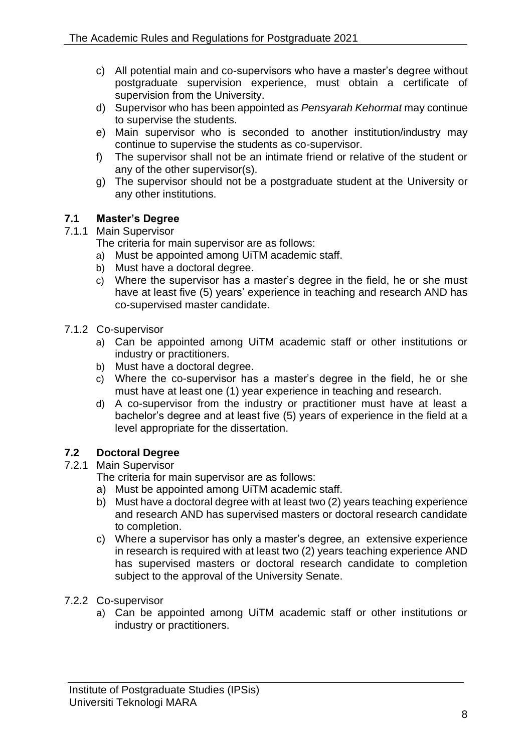c) All potential main and co-supervisors who have a master's degree without postgraduate supervision experience, must obtain a certificate of supervision from the University.
d) Supervisor who has been appointed as *Pensyarah Kehormat* may continue to supervise the students.
e) Main supervisor who is seconded to another institution/industry may continue to supervise the students as co-supervisor.
f) The supervisor shall not be an intimate friend or relative of the student or any of the other supervisor(s).
g) The supervisor should not be a postgraduate student at the University or any other institutions.

## 7.1 Master's Degree

7.1.1 Main Supervisor

The criteria for main supervisor are as follows:

a) Must be appointed among UiTM academic staff.
b) Must have a doctoral degree.
c) Where the supervisor has a master's degree in the field, he or she must have at least five (5) years' experience in teaching and research AND has co-supervised master candidate.

7.1.2 Co-supervisor

a) Can be appointed among UiTM academic staff or other institutions or industry or practitioners.
b) Must have a doctoral degree.
c) Where the co-supervisor has a master's degree in the field, he or she must have at least one (1) year experience in teaching and research.
d) A co-supervisor from the industry or practitioner must have at least a bachelor's degree and at least five (5) years of experience in the field at a level appropriate for the dissertation.

## 7.2 Doctoral Degree

7.2.1 Main Supervisor

The criteria for main supervisor are as follows:

a) Must be appointed among UiTM academic staff.
b) Must have a doctoral degree with at least two (2) years teaching experience and research AND has supervised masters or doctoral research candidate to completion.
c) Where a supervisor has only a master's degree, an extensive experience in research is required with at least two (2) years teaching experience AND has supervised masters or doctoral research candidate to completion subject to the approval of the University Senate.

7.2.2 Co-supervisor

a) Can be appointed among UiTM academic staff or other institutions or industry or practitioners.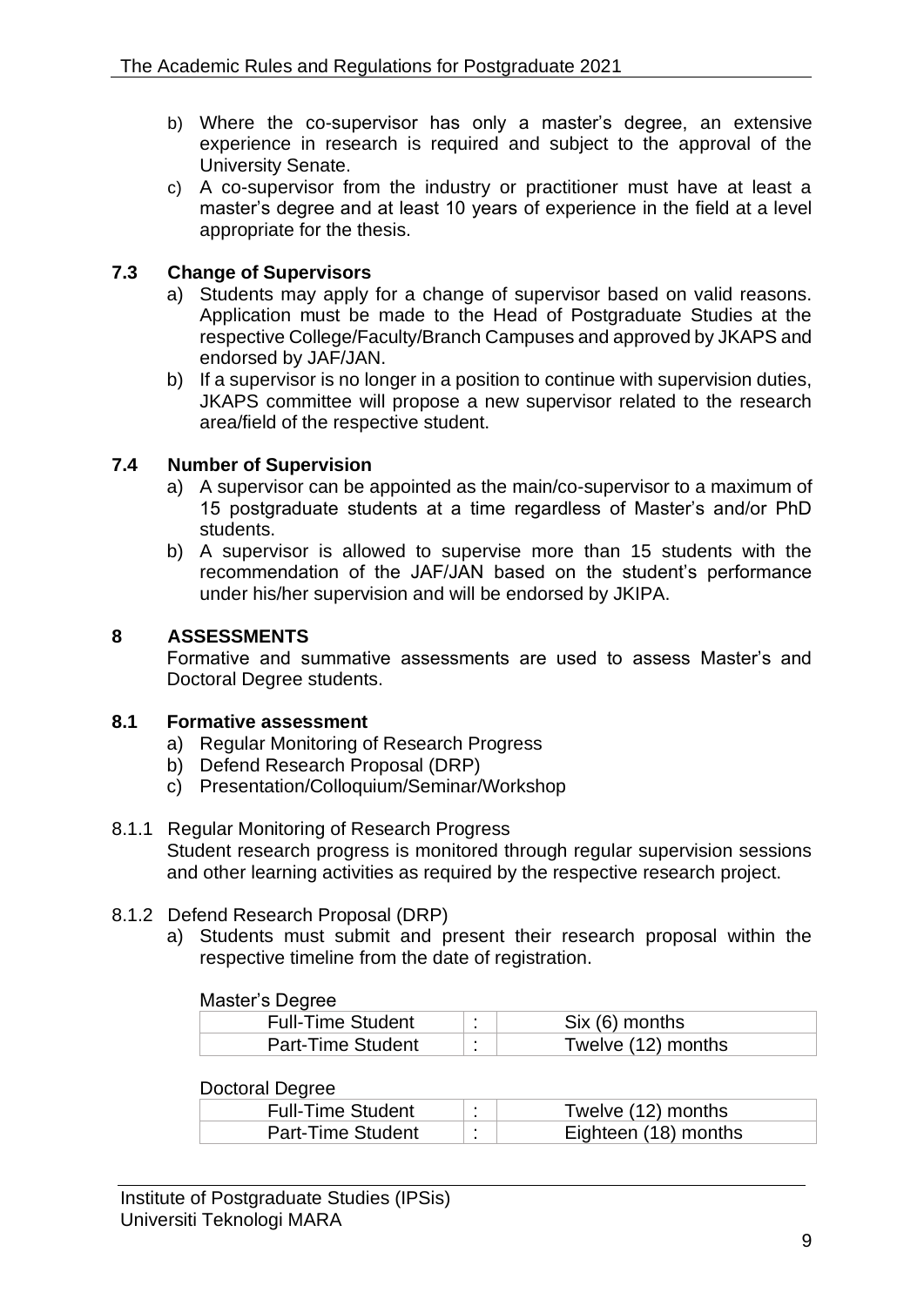b) Where the co-supervisor has only a master's degree, an extensive experience in research is required and subject to the approval of the University Senate.

c) A co-supervisor from the industry or practitioner must have at least a master's degree and at least 10 years of experience in the field at a level appropriate for the thesis.

### 7.3 Change of Supervisors

a) Students may apply for a change of supervisor based on valid reasons. Application must be made to the Head of Postgraduate Studies at the respective College/Faculty/Branch Campuses and approved by JKAPS and endorsed by JAF/JAN.

b) If a supervisor is no longer in a position to continue with supervision duties, JKAPS committee will propose a new supervisor related to the research area/field of the respective student.

### 7.4 Number of Supervision

a) A supervisor can be appointed as the main/co-supervisor to a maximum of 15 postgraduate students at a time regardless of Master's and/or PhD students.

b) A supervisor is allowed to supervise more than 15 students with the recommendation of the JAF/JAN based on the student's performance under his/her supervision and will be endorsed by JKIPA.

## 8 ASSESSMENTS

Formative and summative assessments are used to assess Master's and Doctoral Degree students.

### 8.1 Formative assessment

a) Regular Monitoring of Research Progress
b) Defend Research Proposal (DRP)
c) Presentation/Colloquium/Seminar/Workshop

8.1.1 Regular Monitoring of Research Progress

Student research progress is monitored through regular supervision sessions and other learning activities as required by the respective research project.

8.1.2 Defend Research Proposal (DRP)

a) Students must submit and present their research proposal within the respective timeline from the date of registration.

Master's Degree

| | | |
|---|---|---|
| Full-Time Student | : | Six (6) months |
| Part-Time Student | : | Twelve (12) months |

Doctoral Degree

| | | |
|---|---|---|
| Full-Time Student | : | Twelve (12) months |
| Part-Time Student | : | Eighteen (18) months |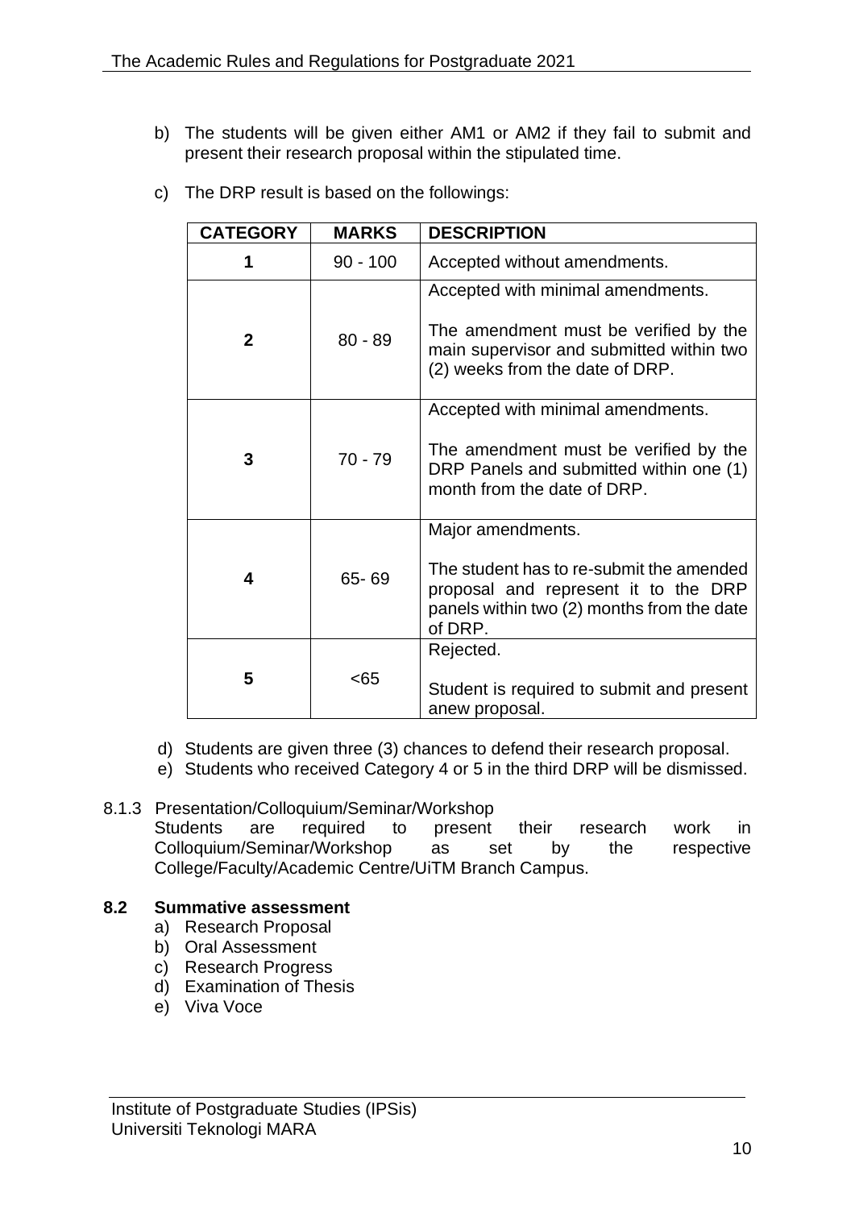b) The students will be given either AM1 or AM2 if they fail to submit and present their research proposal within the stipulated time.

c) The DRP result is based on the followings:

| CATEGORY | MARKS | DESCRIPTION |
|---|---|---|
| 1 | 90 - 100 | Accepted without amendments. |
| 2 | 80 - 89 | Accepted with minimal amendments.<br><br>The amendment must be verified by the main supervisor and submitted within two (2) weeks from the date of DRP. |
| 3 | 70 - 79 | Accepted with minimal amendments.<br><br>The amendment must be verified by the DRP Panels and submitted within one (1) month from the date of DRP. |
| 4 | 65- 69 | Major amendments.<br><br>The student has to re-submit the amended proposal and represent it to the DRP panels within two (2) months from the date of DRP. |
| 5 | <65 | Rejected.<br><br>Student is required to submit and present anew proposal. |

d) Students are given three (3) chances to defend their research proposal.

e) Students who received Category 4 or 5 in the third DRP will be dismissed.

8.1.3 Presentation/Colloquium/Seminar/Workshop

Students are required to present their research work in Colloquium/Seminar/Workshop as set by the respective College/Faculty/Academic Centre/UiTM Branch Campus.

**8.2 Summative assessment**

a) Research Proposal
b) Oral Assessment
c) Research Progress
d) Examination of Thesis
e) Viva Voce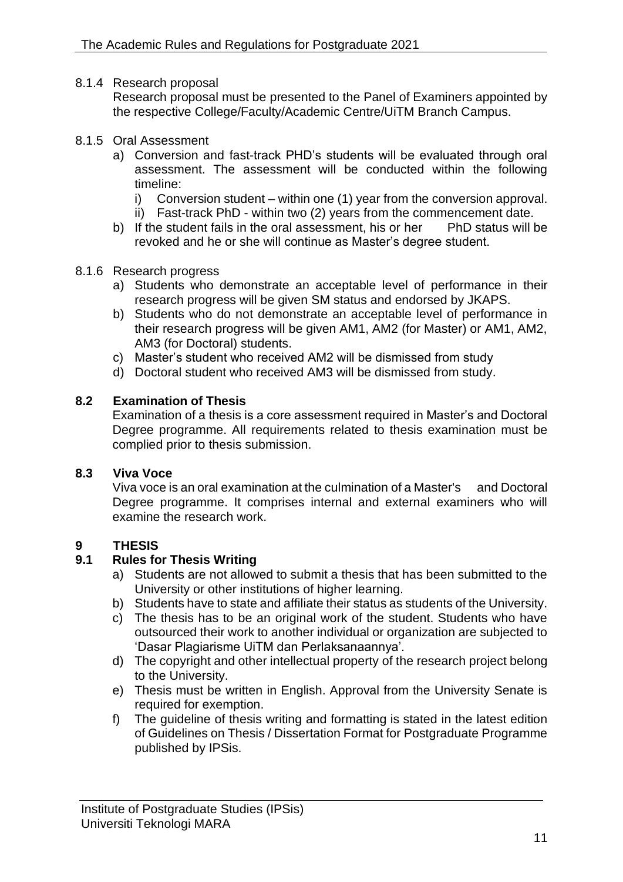8.1.4 Research proposal

Research proposal must be presented to the Panel of Examiners appointed by the respective College/Faculty/Academic Centre/UiTM Branch Campus.

8.1.5 Oral Assessment

a) Conversion and fast-track PHD's students will be evaluated through oral assessment. The assessment will be conducted within the following timeline:
   i) Conversion student – within one (1) year from the conversion approval.
   ii) Fast-track PhD - within two (2) years from the commencement date.
b) If the student fails in the oral assessment, his or her PhD status will be revoked and he or she will continue as Master's degree student.

8.1.6 Research progress

a) Students who demonstrate an acceptable level of performance in their research progress will be given SM status and endorsed by JKAPS.
b) Students who do not demonstrate an acceptable level of performance in their research progress will be given AM1, AM2 (for Master) or AM1, AM2, AM3 (for Doctoral) students.
c) Master's student who received AM2 will be dismissed from study
d) Doctoral student who received AM3 will be dismissed from study.

### 8.2 Examination of Thesis

Examination of a thesis is a core assessment required in Master's and Doctoral Degree programme. All requirements related to thesis examination must be complied prior to thesis submission.

### 8.3 Viva Voce

Viva voce is an oral examination at the culmination of a Master's and Doctoral Degree programme. It comprises internal and external examiners who will examine the research work.

## 9 THESIS

### 9.1 Rules for Thesis Writing

a) Students are not allowed to submit a thesis that has been submitted to the University or other institutions of higher learning.
b) Students have to state and affiliate their status as students of the University.
c) The thesis has to be an original work of the student. Students who have outsourced their work to another individual or organization are subjected to 'Dasar Plagiarisme UiTM dan Perlaksanaannya'.
d) The copyright and other intellectual property of the research project belong to the University.
e) Thesis must be written in English. Approval from the University Senate is required for exemption.
f) The guideline of thesis writing and formatting is stated in the latest edition of Guidelines on Thesis / Dissertation Format for Postgraduate Programme published by IPSis.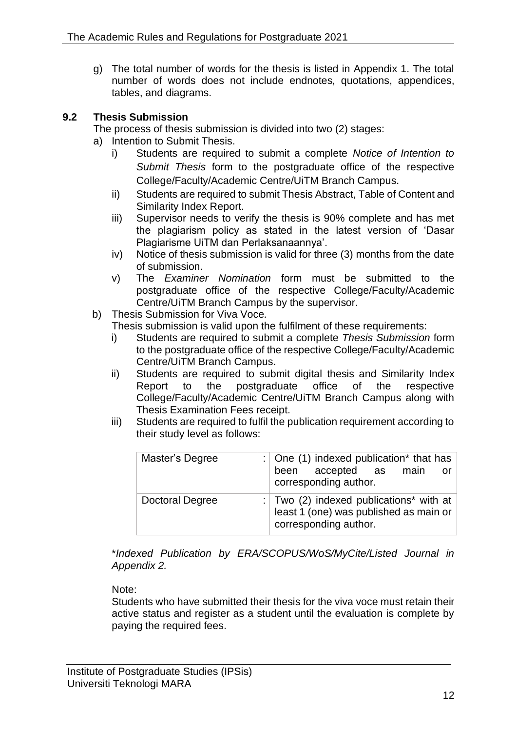g) The total number of words for the thesis is listed in Appendix 1. The total number of words does not include endnotes, quotations, appendices, tables, and diagrams.

### 9.2 Thesis Submission

The process of thesis submission is divided into two (2) stages:

a) Intention to Submit Thesis.

   i) Students are required to submit a complete *Notice of Intention to Submit Thesis* form to the postgraduate office of the respective College/Faculty/Academic Centre/UiTM Branch Campus.

   ii) Students are required to submit Thesis Abstract, Table of Content and Similarity Index Report.

   iii) Supervisor needs to verify the thesis is 90% complete and has met the plagiarism policy as stated in the latest version of 'Dasar Plagiarisme UiTM dan Perlaksanaannya'.

   iv) Notice of thesis submission is valid for three (3) months from the date of submission.

   v) The *Examiner Nomination* form must be submitted to the postgraduate office of the respective College/Faculty/Academic Centre/UiTM Branch Campus by the supervisor.

b) Thesis Submission for Viva Voce.

   Thesis submission is valid upon the fulfilment of these requirements:

   i) Students are required to submit a complete *Thesis Submission* form to the postgraduate office of the respective College/Faculty/Academic Centre/UiTM Branch Campus.

   ii) Students are required to submit digital thesis and Similarity Index Report to the postgraduate office of the respective College/Faculty/Academic Centre/UiTM Branch Campus along with Thesis Examination Fees receipt.

   iii) Students are required to fulfil the publication requirement according to their study level as follows:

| Master's Degree | : | One (1) indexed publication* that has been accepted as main or corresponding author. |
|---|---|---|
| Doctoral Degree | : | Two (2) indexed publications* with at least 1 (one) was published as main or corresponding author. |

*\*Indexed Publication by ERA/SCOPUS/WoS/MyCite/Listed Journal in Appendix 2.*

Note:

Students who have submitted their thesis for the viva voce must retain their active status and register as a student until the evaluation is complete by paying the required fees.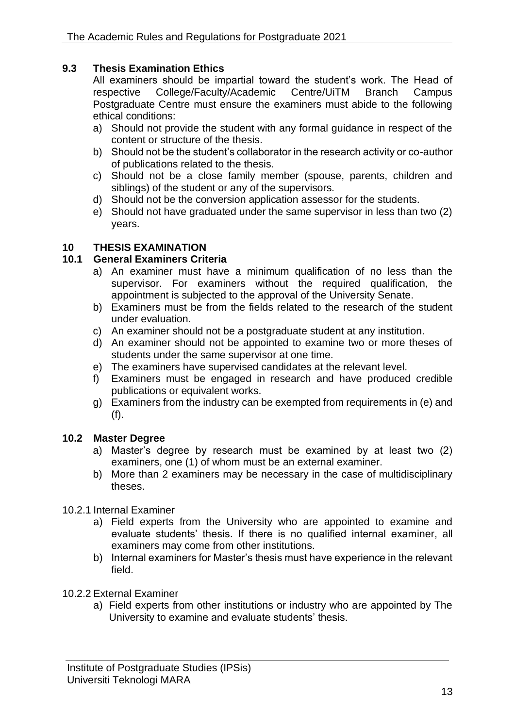## 9.3 Thesis Examination Ethics

All examiners should be impartial toward the student's work. The Head of respective College/Faculty/Academic Centre/UiTM Branch Campus Postgraduate Centre must ensure the examiners must abide to the following ethical conditions:

a) Should not provide the student with any formal guidance in respect of the content or structure of the thesis.
b) Should not be the student's collaborator in the research activity or co-author of publications related to the thesis.
c) Should not be a close family member (spouse, parents, children and siblings) of the student or any of the supervisors.
d) Should not be the conversion application assessor for the students.
e) Should not have graduated under the same supervisor in less than two (2) years.

# 10 THESIS EXAMINATION

## 10.1 General Examiners Criteria

a) An examiner must have a minimum qualification of no less than the supervisor. For examiners without the required qualification, the appointment is subjected to the approval of the University Senate.
b) Examiners must be from the fields related to the research of the student under evaluation.
c) An examiner should not be a postgraduate student at any institution.
d) An examiner should not be appointed to examine two or more theses of students under the same supervisor at one time.
e) The examiners have supervised candidates at the relevant level.
f) Examiners must be engaged in research and have produced credible publications or equivalent works.
g) Examiners from the industry can be exempted from requirements in (e) and (f).

## 10.2 Master Degree

a) Master's degree by research must be examined by at least two (2) examiners, one (1) of whom must be an external examiner.
b) More than 2 examiners may be necessary in the case of multidisciplinary theses.

### 10.2.1 Internal Examiner

a) Field experts from the University who are appointed to examine and evaluate students' thesis. If there is no qualified internal examiner, all examiners may come from other institutions.
b) Internal examiners for Master's thesis must have experience in the relevant field.

### 10.2.2 External Examiner

a) Field experts from other institutions or industry who are appointed by The University to examine and evaluate students' thesis.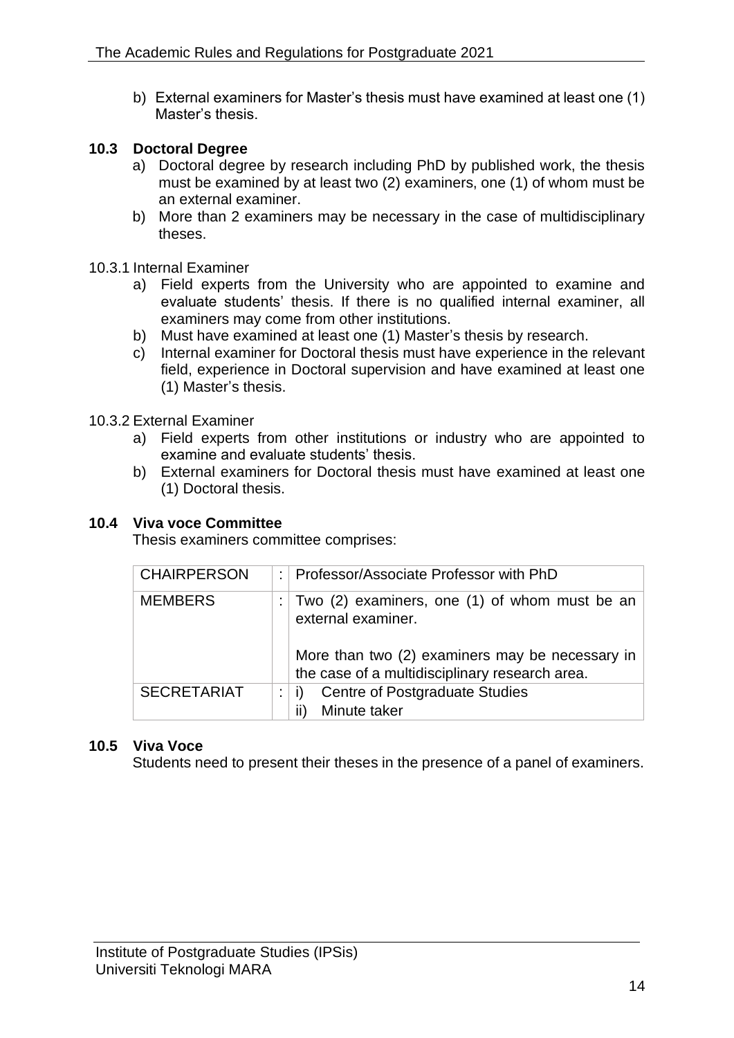b) External examiners for Master's thesis must have examined at least one (1) Master's thesis.

### 10.3 Doctoral Degree

a) Doctoral degree by research including PhD by published work, the thesis must be examined by at least two (2) examiners, one (1) of whom must be an external examiner.
b) More than 2 examiners may be necessary in the case of multidisciplinary theses.

10.3.1 Internal Examiner

a) Field experts from the University who are appointed to examine and evaluate students' thesis. If there is no qualified internal examiner, all examiners may come from other institutions.
b) Must have examined at least one (1) Master's thesis by research.
c) Internal examiner for Doctoral thesis must have experience in the relevant field, experience in Doctoral supervision and have examined at least one (1) Master's thesis.

10.3.2 External Examiner

a) Field experts from other institutions or industry who are appointed to examine and evaluate students' thesis.
b) External examiners for Doctoral thesis must have examined at least one (1) Doctoral thesis.

### 10.4 Viva voce Committee

Thesis examiners committee comprises:

| | | |
|---|---|---|
| CHAIRPERSON | : | Professor/Associate Professor with PhD |
| MEMBERS | : | Two (2) examiners, one (1) of whom must be an external examiner.<br><br>More than two (2) examiners may be necessary in the case of a multidisciplinary research area. |
| SECRETARIAT | : | i) Centre of Postgraduate Studies<br>ii) Minute taker |

### 10.5 Viva Voce

Students need to present their theses in the presence of a panel of examiners.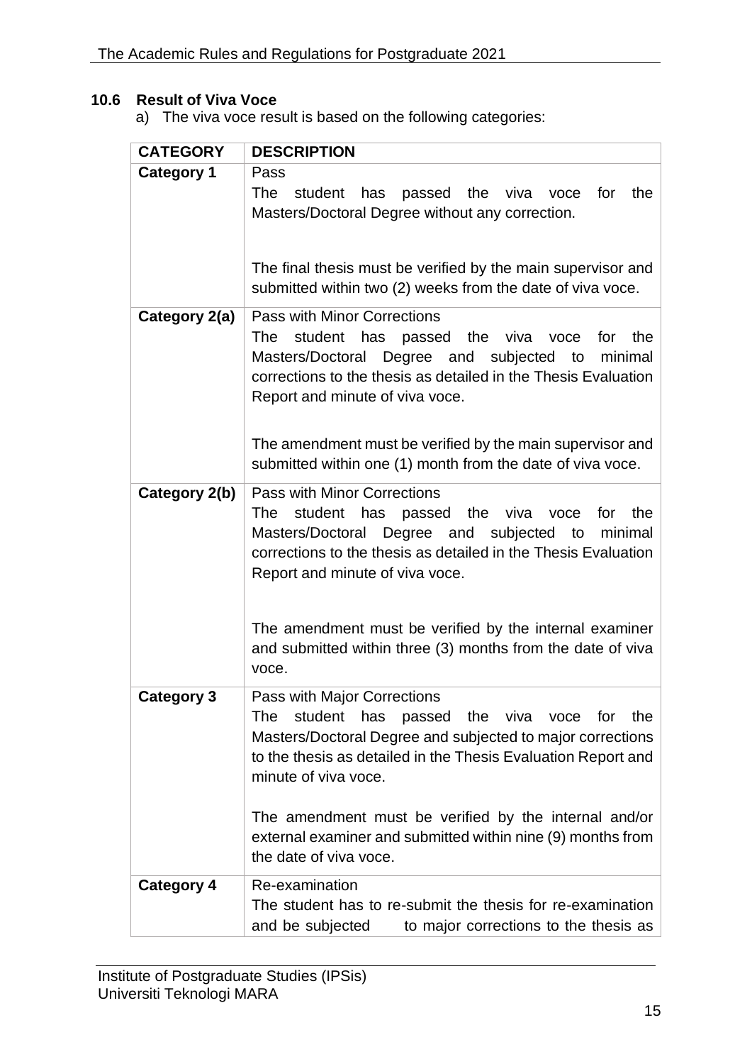### 10.6 Result of Viva Voce

a) The viva voce result is based on the following categories:

| CATEGORY | DESCRIPTION |
|---|---|
| **Category 1** | Pass<br>The student has passed the viva voce for the Masters/Doctoral Degree without any correction.<br><br>The final thesis must be verified by the main supervisor and submitted within two (2) weeks from the date of viva voce. |
| **Category 2(a)** | Pass with Minor Corrections<br>The student has passed the viva voce for the Masters/Doctoral Degree and subjected to minimal corrections to the thesis as detailed in the Thesis Evaluation Report and minute of viva voce.<br><br>The amendment must be verified by the main supervisor and submitted within one (1) month from the date of viva voce. |
| **Category 2(b)** | Pass with Minor Corrections<br>The student has passed the viva voce for the Masters/Doctoral Degree and subjected to minimal corrections to the thesis as detailed in the Thesis Evaluation Report and minute of viva voce.<br><br>The amendment must be verified by the internal examiner and submitted within three (3) months from the date of viva voce. |
| **Category 3** | Pass with Major Corrections<br>The student has passed the viva voce for the Masters/Doctoral Degree and subjected to major corrections to the thesis as detailed in the Thesis Evaluation Report and minute of viva voce.<br><br>The amendment must be verified by the internal and/or external examiner and submitted within nine (9) months from the date of viva voce. |
| **Category 4** | Re-examination<br>The student has to re-submit the thesis for re-examination and be subjected to major corrections to the thesis as |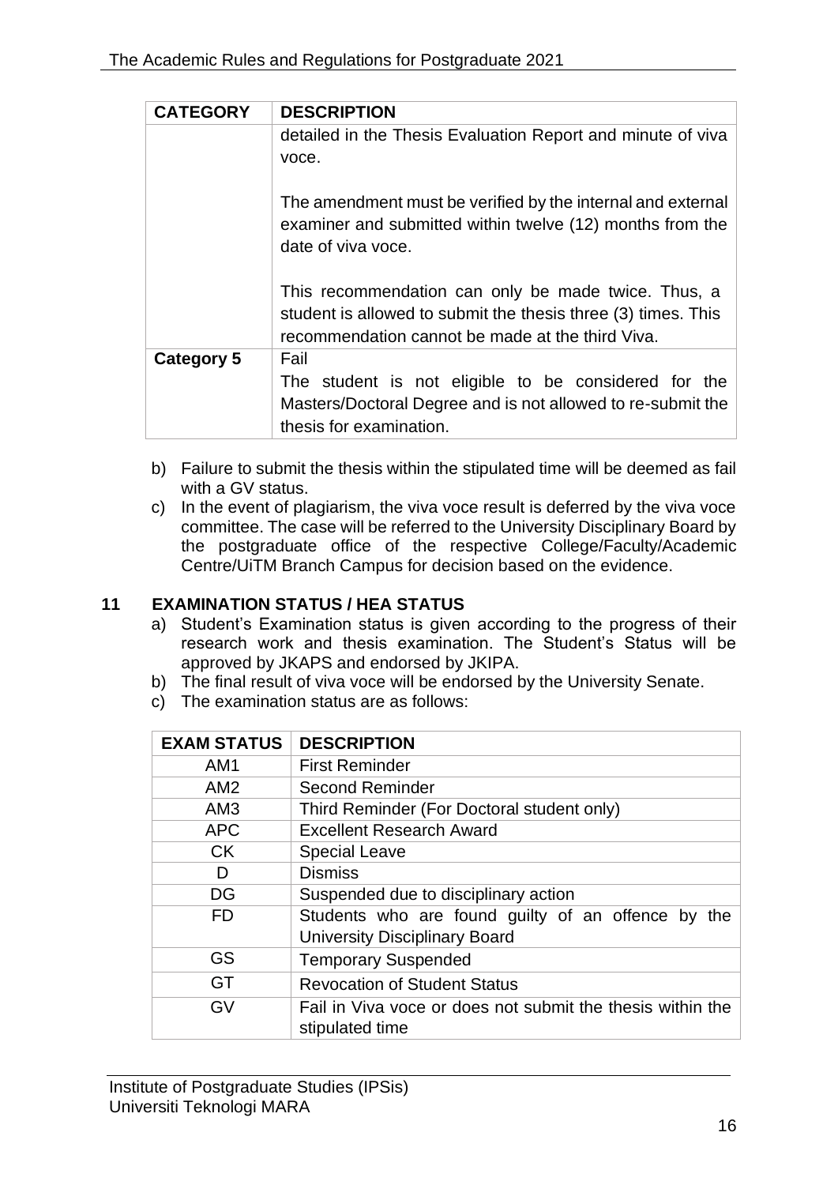| CATEGORY | DESCRIPTION |
|---|---|
| | detailed in the Thesis Evaluation Report and minute of viva voce.<br><br>The amendment must be verified by the internal and external examiner and submitted within twelve (12) months from the date of viva voce.<br><br>This recommendation can only be made twice. Thus, a student is allowed to submit the thesis three (3) times. This recommendation cannot be made at the third Viva. |
| **Category 5** | Fail<br>The student is not eligible to be considered for the Masters/Doctoral Degree and is not allowed to re-submit the thesis for examination. |

b) Failure to submit the thesis within the stipulated time will be deemed as fail with a GV status.

c) In the event of plagiarism, the viva voce result is deferred by the viva voce committee. The case will be referred to the University Disciplinary Board by the postgraduate office of the respective College/Faculty/Academic Centre/UiTM Branch Campus for decision based on the evidence.

## 11 EXAMINATION STATUS / HEA STATUS

a) Student's Examination status is given according to the progress of their research work and thesis examination. The Student's Status will be approved by JKAPS and endorsed by JKIPA.

b) The final result of viva voce will be endorsed by the University Senate.

c) The examination status are as follows:

| EXAM STATUS | DESCRIPTION |
|---|---|
| AM1 | First Reminder |
| AM2 | Second Reminder |
| AM3 | Third Reminder (For Doctoral student only) |
| APC | Excellent Research Award |
| CK | Special Leave |
| D | Dismiss |
| DG | Suspended due to disciplinary action |
| FD | Students who are found guilty of an offence by the University Disciplinary Board |
| GS | Temporary Suspended |
| GT | Revocation of Student Status |
| GV | Fail in Viva voce or does not submit the thesis within the stipulated time |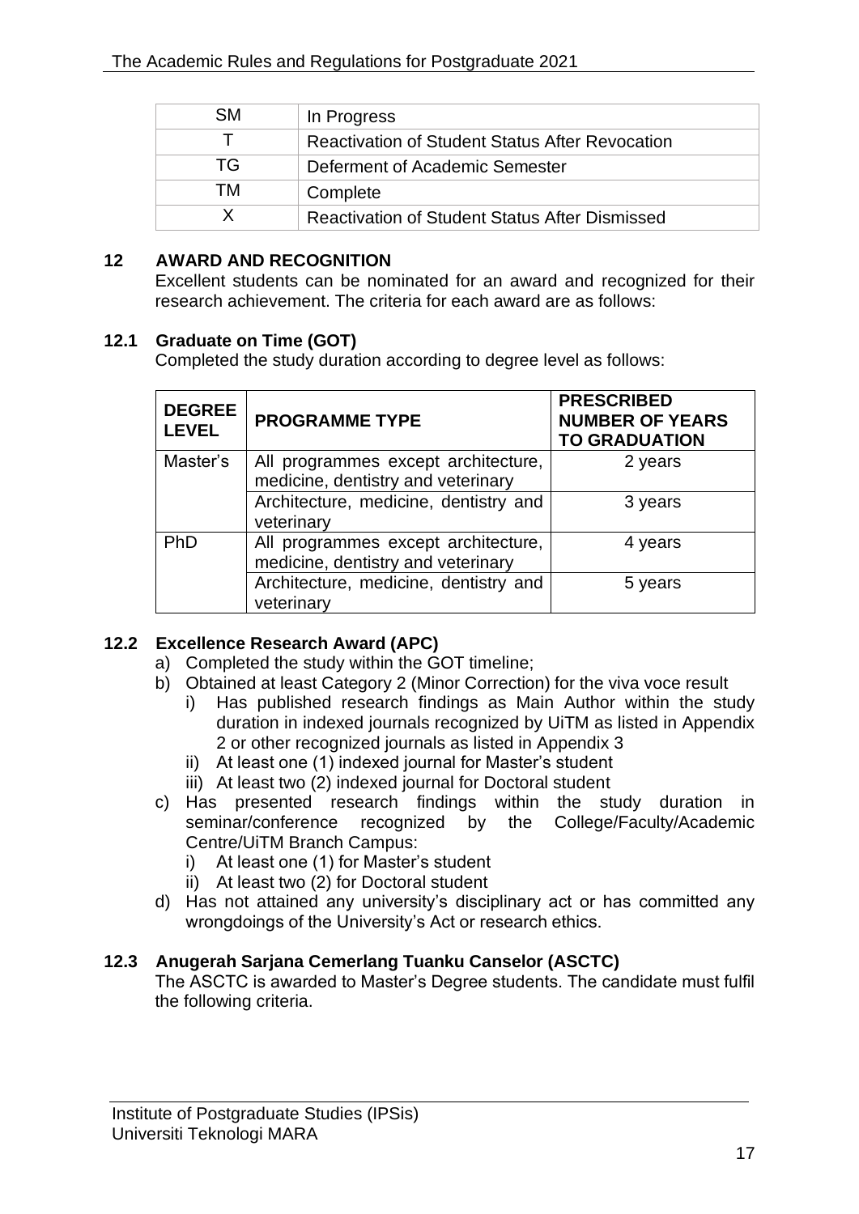| SM | In Progress |
|---|---|
| T | Reactivation of Student Status After Revocation |
| TG | Deferment of Academic Semester |
| TM | Complete |
| X | Reactivation of Student Status After Dismissed |

## 12 AWARD AND RECOGNITION

Excellent students can be nominated for an award and recognized for their research achievement. The criteria for each award are as follows:

### 12.1 Graduate on Time (GOT)

Completed the study duration according to degree level as follows:

| DEGREE LEVEL | PROGRAMME TYPE | PRESCRIBED NUMBER OF YEARS TO GRADUATION |
|---|---|---|
| Master's | All programmes except architecture, medicine, dentistry and veterinary | 2 years |
| | Architecture, medicine, dentistry and veterinary | 3 years |
| PhD | All programmes except architecture, medicine, dentistry and veterinary | 4 years |
| | Architecture, medicine, dentistry and veterinary | 5 years |

### 12.2 Excellence Research Award (APC)

a) Completed the study within the GOT timeline;
b) Obtained at least Category 2 (Minor Correction) for the viva voce result
   i) Has published research findings as Main Author within the study duration in indexed journals recognized by UiTM as listed in Appendix 2 or other recognized journals as listed in Appendix 3
   ii) At least one (1) indexed journal for Master's student
   iii) At least two (2) indexed journal for Doctoral student
c) Has presented research findings within the study duration in seminar/conference recognized by the College/Faculty/Academic Centre/UiTM Branch Campus:
   i) At least one (1) for Master's student
   ii) At least two (2) for Doctoral student
d) Has not attained any university's disciplinary act or has committed any wrongdoings of the University's Act or research ethics.

### 12.3 Anugerah Sarjana Cemerlang Tuanku Canselor (ASCTC)

The ASCTC is awarded to Master's Degree students. The candidate must fulfil the following criteria.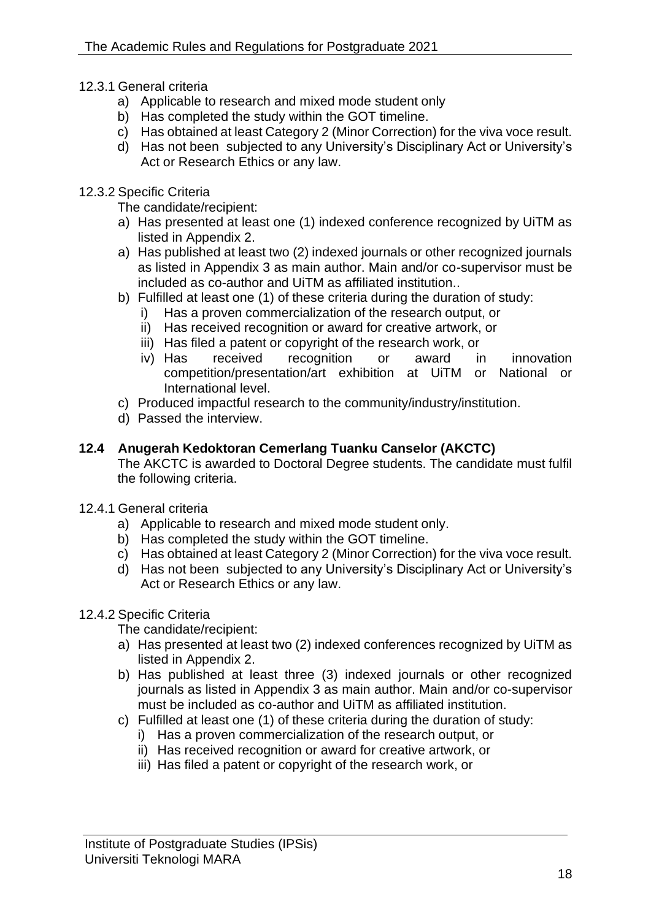12.3.1 General criteria

a) Applicable to research and mixed mode student only
b) Has completed the study within the GOT timeline.
c) Has obtained at least Category 2 (Minor Correction) for the viva voce result.
d) Has not been subjected to any University's Disciplinary Act or University's Act or Research Ethics or any law.

12.3.2 Specific Criteria

The candidate/recipient:

a) Has presented at least one (1) indexed conference recognized by UiTM as listed in Appendix 2.
a) Has published at least two (2) indexed journals or other recognized journals as listed in Appendix 3 as main author. Main and/or co-supervisor must be included as co-author and UiTM as affiliated institution..
b) Fulfilled at least one (1) of these criteria during the duration of study:
   i) Has a proven commercialization of the research output, or
   ii) Has received recognition or award for creative artwork, or
   iii) Has filed a patent or copyright of the research work, or
   iv) Has received recognition or award in innovation competition/presentation/art exhibition at UiTM or National or International level.
c) Produced impactful research to the community/industry/institution.
d) Passed the interview.

## 12.4 Anugerah Kedoktoran Cemerlang Tuanku Canselor (AKCTC)

The AKCTC is awarded to Doctoral Degree students. The candidate must fulfil the following criteria.

12.4.1 General criteria

a) Applicable to research and mixed mode student only.
b) Has completed the study within the GOT timeline.
c) Has obtained at least Category 2 (Minor Correction) for the viva voce result.
d) Has not been subjected to any University's Disciplinary Act or University's Act or Research Ethics or any law.

12.4.2 Specific Criteria

The candidate/recipient:

a) Has presented at least two (2) indexed conferences recognized by UiTM as listed in Appendix 2.
b) Has published at least three (3) indexed journals or other recognized journals as listed in Appendix 3 as main author. Main and/or co-supervisor must be included as co-author and UiTM as affiliated institution.
c) Fulfilled at least one (1) of these criteria during the duration of study:
   i) Has a proven commercialization of the research output, or
   ii) Has received recognition or award for creative artwork, or
   iii) Has filed a patent or copyright of the research work, or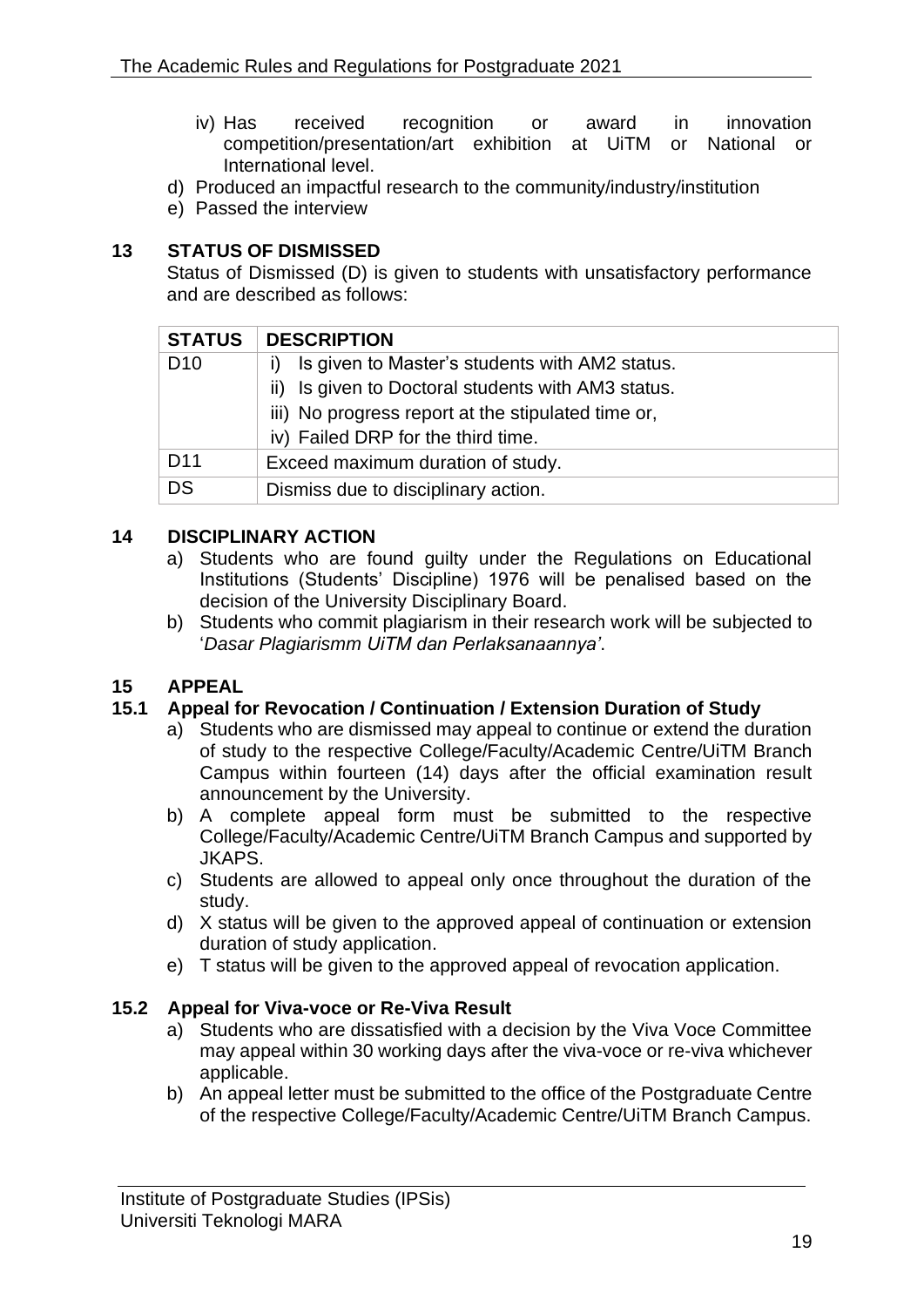iv) Has received recognition or award in innovation competition/presentation/art exhibition at UiTM or National or International level.

d) Produced an impactful research to the community/industry/institution

e) Passed the interview

## 13 STATUS OF DISMISSED

Status of Dismissed (D) is given to students with unsatisfactory performance and are described as follows:

| STATUS | DESCRIPTION |
|---|---|
| D10 | i) Is given to Master's students with AM2 status.<br>ii) Is given to Doctoral students with AM3 status.<br>iii) No progress report at the stipulated time or,<br>iv) Failed DRP for the third time. |
| D11 | Exceed maximum duration of study. |
| DS | Dismiss due to disciplinary action. |

## 14 DISCIPLINARY ACTION

a) Students who are found guilty under the Regulations on Educational Institutions (Students' Discipline) 1976 will be penalised based on the decision of the University Disciplinary Board.

b) Students who commit plagiarism in their research work will be subjected to '*Dasar Plagiarismm UiTM dan Perlaksanaannya'*.

## 15 APPEAL

### 15.1 Appeal for Revocation / Continuation / Extension Duration of Study

a) Students who are dismissed may appeal to continue or extend the duration of study to the respective College/Faculty/Academic Centre/UiTM Branch Campus within fourteen (14) days after the official examination result announcement by the University.

b) A complete appeal form must be submitted to the respective College/Faculty/Academic Centre/UiTM Branch Campus and supported by JKAPS.

c) Students are allowed to appeal only once throughout the duration of the study.

d) X status will be given to the approved appeal of continuation or extension duration of study application.

e) T status will be given to the approved appeal of revocation application.

### 15.2 Appeal for Viva-voce or Re-Viva Result

a) Students who are dissatisfied with a decision by the Viva Voce Committee may appeal within 30 working days after the viva-voce or re-viva whichever applicable.

b) An appeal letter must be submitted to the office of the Postgraduate Centre of the respective College/Faculty/Academic Centre/UiTM Branch Campus.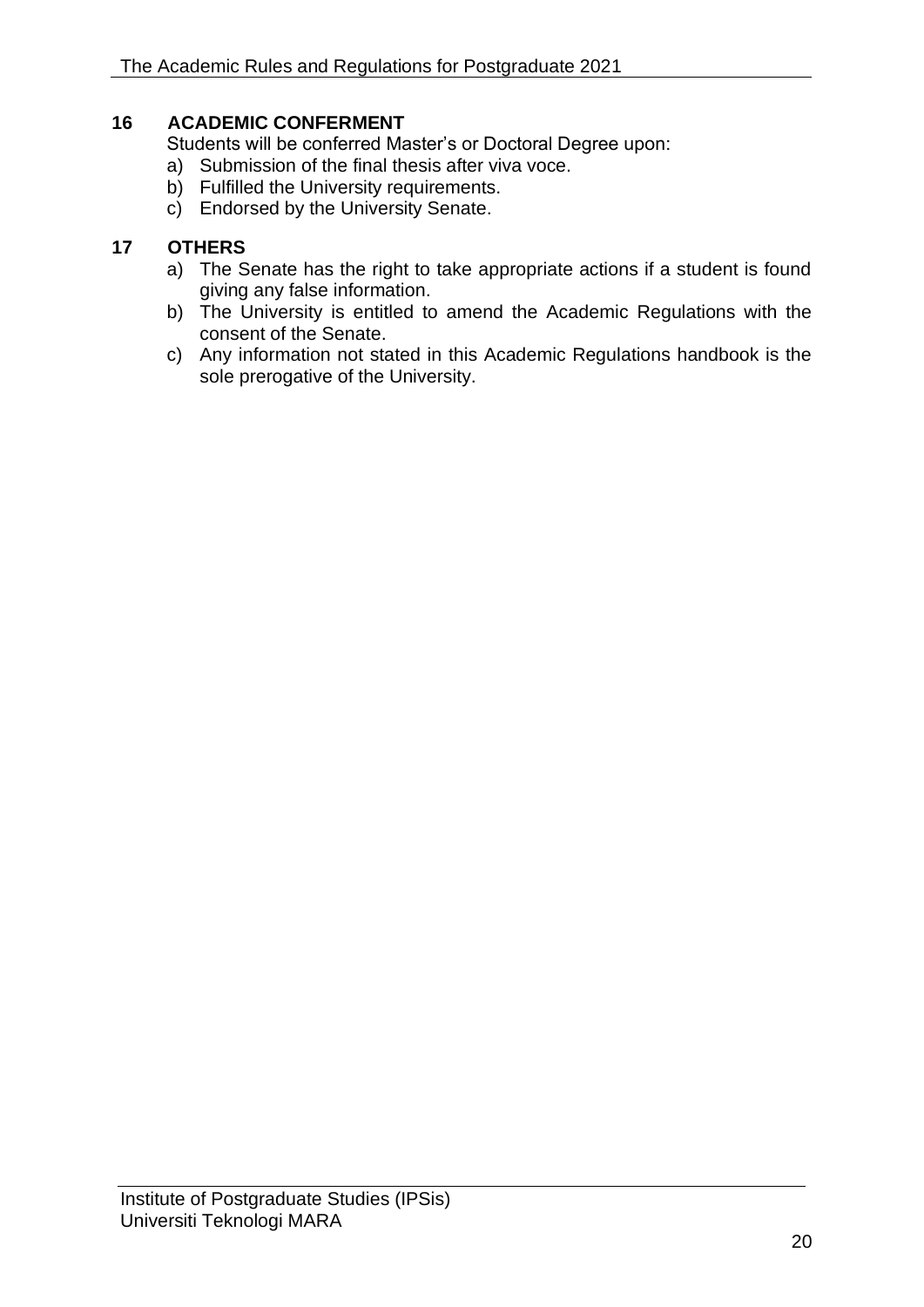## 16 ACADEMIC CONFERMENT

Students will be conferred Master's or Doctoral Degree upon:

a) Submission of the final thesis after viva voce.
b) Fulfilled the University requirements.
c) Endorsed by the University Senate.

## 17 OTHERS

a) The Senate has the right to take appropriate actions if a student is found giving any false information.
b) The University is entitled to amend the Academic Regulations with the consent of the Senate.
c) Any information not stated in this Academic Regulations handbook is the sole prerogative of the University.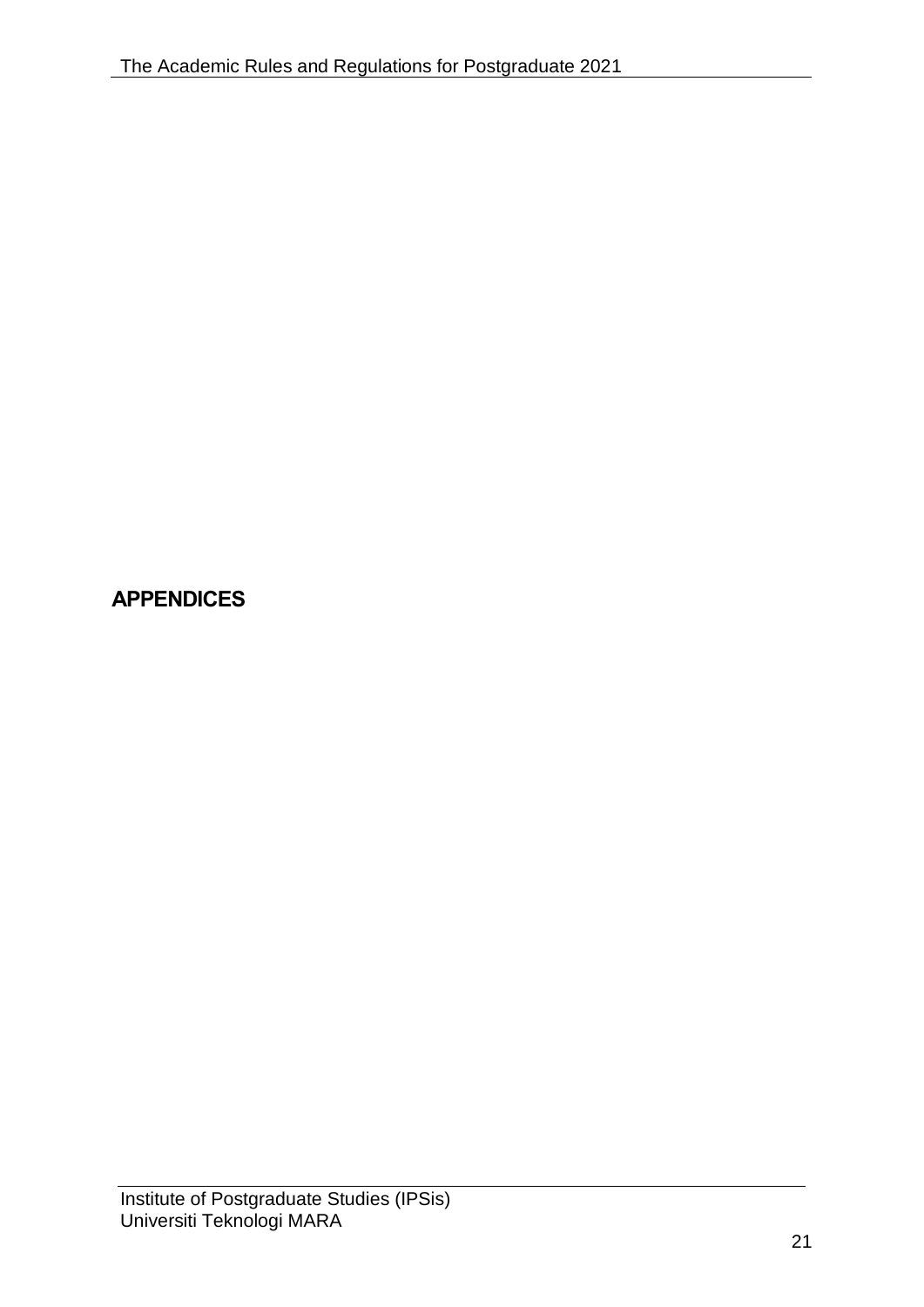# APPENDICES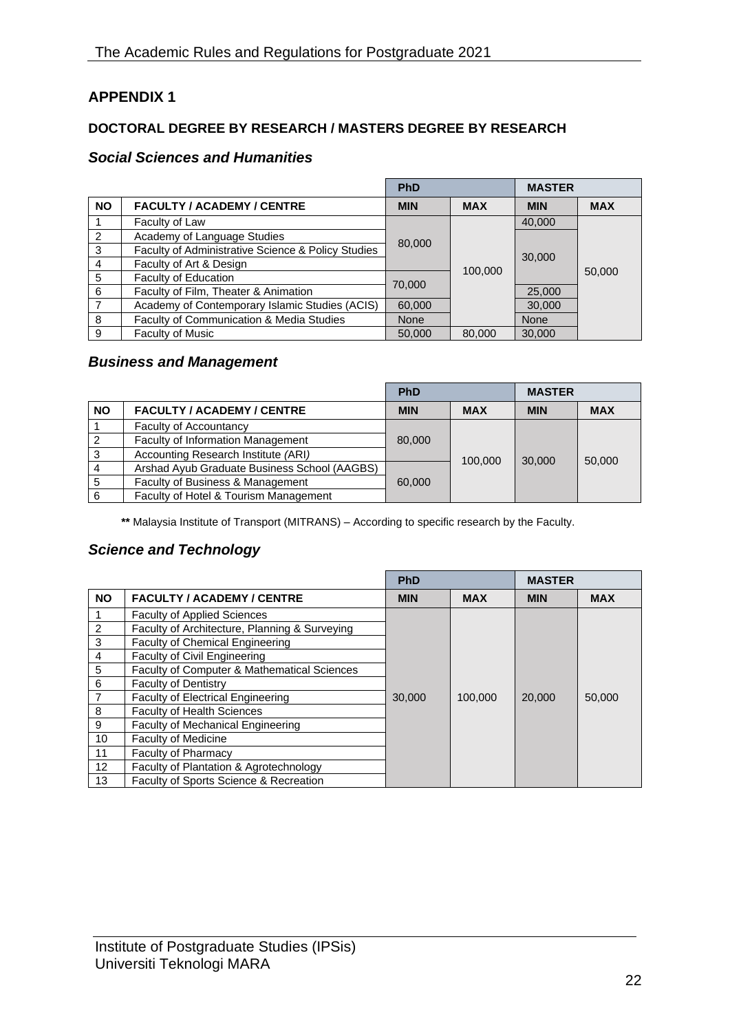## APPENDIX 1

### DOCTORAL DEGREE BY RESEARCH / MASTERS DEGREE BY RESEARCH

### *Social Sciences and Humanities*

| | | PhD | | MASTER | |
|---|---|---|---|---|---|
| **NO** | **FACULTY / ACADEMY / CENTRE** | **MIN** | **MAX** | **MIN** | **MAX** |
| 1 | Faculty of Law | 80,000 | 100,000 | 40,000 | 50,000 |
| 2 | Academy of Language Studies | 80,000 | 100,000 | 30,000 | 50,000 |
| 3 | Faculty of Administrative Science & Policy Studies | 80,000 | 100,000 | 30,000 | 50,000 |
| 4 | Faculty of Art & Design | 80,000 | 100,000 | 30,000 | 50,000 |
| 5 | Faculty of Education | 70,000 | 100,000 | 30,000 | 50,000 |
| 6 | Faculty of Film, Theater & Animation | 70,000 | 100,000 | 25,000 | 50,000 |
| 7 | Academy of Contemporary Islamic Studies (ACIS) | 60,000 | 100,000 | 30,000 | 50,000 |
| 8 | Faculty of Communication & Media Studies | None | 100,000 | None | 50,000 |
| 9 | Faculty of Music | 50,000 | 80,000 | 30,000 | 50,000 |

### *Business and Management*

| | | PhD | | MASTER | |
|---|---|---|---|---|---|
| **NO** | **FACULTY / ACADEMY / CENTRE** | **MIN** | **MAX** | **MIN** | **MAX** |
| 1 | Faculty of Accountancy | 80,000 | 100,000 | 30,000 | 50,000 |
| 2 | Faculty of Information Management | 80,000 | 100,000 | 30,000 | 50,000 |
| 3 | Accounting Research Institute (ARI) | 80,000 | 100,000 | 30,000 | 50,000 |
| 4 | Arshad Ayub Graduate Business School (AAGBS) | 60,000 | 100,000 | 30,000 | 50,000 |
| 5 | Faculty of Business & Management | 60,000 | 100,000 | 30,000 | 50,000 |
| 6 | Faculty of Hotel & Tourism Management | 60,000 | 100,000 | 30,000 | 50,000 |

**\*\*** Malaysia Institute of Transport (MITRANS) – According to specific research by the Faculty.

### *Science and Technology*

| | | PhD | | MASTER | |
|---|---|---|---|---|---|
| **NO** | **FACULTY / ACADEMY / CENTRE** | **MIN** | **MAX** | **MIN** | **MAX** |
| 1 | Faculty of Applied Sciences | 30,000 | 100,000 | 20,000 | 50,000 |
| 2 | Faculty of Architecture, Planning & Surveying | 30,000 | 100,000 | 20,000 | 50,000 |
| 3 | Faculty of Chemical Engineering | 30,000 | 100,000 | 20,000 | 50,000 |
| 4 | Faculty of Civil Engineering | 30,000 | 100,000 | 20,000 | 50,000 |
| 5 | Faculty of Computer & Mathematical Sciences | 30,000 | 100,000 | 20,000 | 50,000 |
| 6 | Faculty of Dentistry | 30,000 | 100,000 | 20,000 | 50,000 |
| 7 | Faculty of Electrical Engineering | 30,000 | 100,000 | 20,000 | 50,000 |
| 8 | Faculty of Health Sciences | 30,000 | 100,000 | 20,000 | 50,000 |
| 9 | Faculty of Mechanical Engineering | 30,000 | 100,000 | 20,000 | 50,000 |
| 10 | Faculty of Medicine | 30,000 | 100,000 | 20,000 | 50,000 |
| 11 | Faculty of Pharmacy | 30,000 | 100,000 | 20,000 | 50,000 |
| 12 | Faculty of Plantation & Agrotechnology | 30,000 | 100,000 | 20,000 | 50,000 |
| 13 | Faculty of Sports Science & Recreation | 30,000 | 100,000 | 20,000 | 50,000 |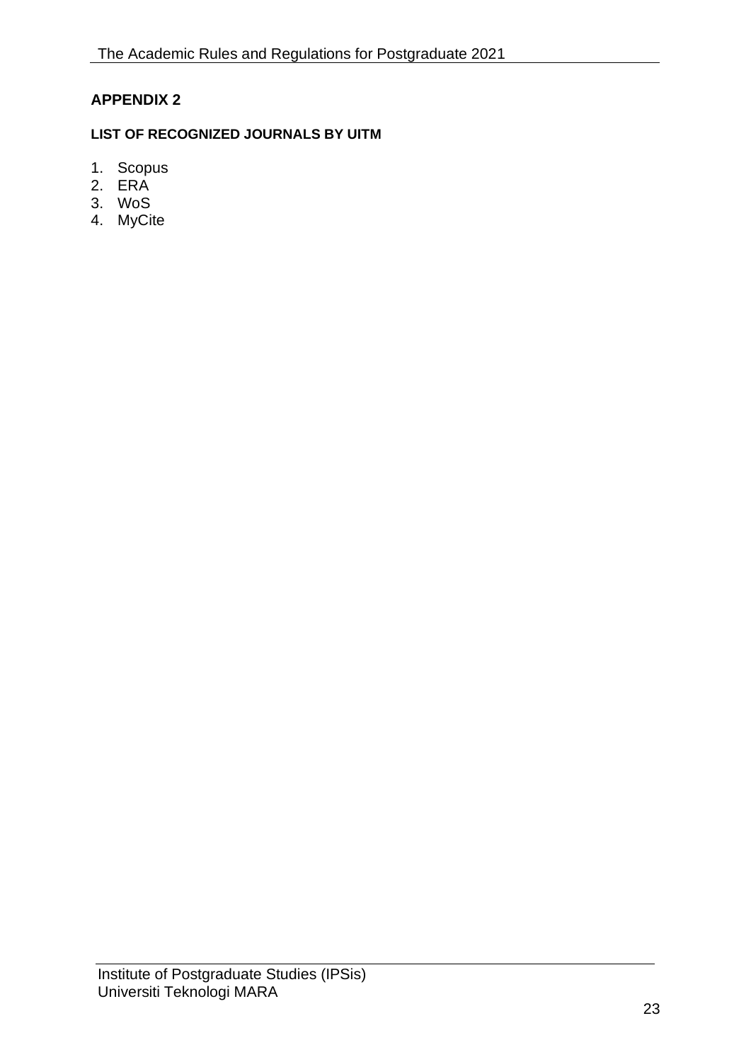## APPENDIX 2

### LIST OF RECOGNIZED JOURNALS BY UITM

1. Scopus
2. ERA
3. WoS
4. MyCite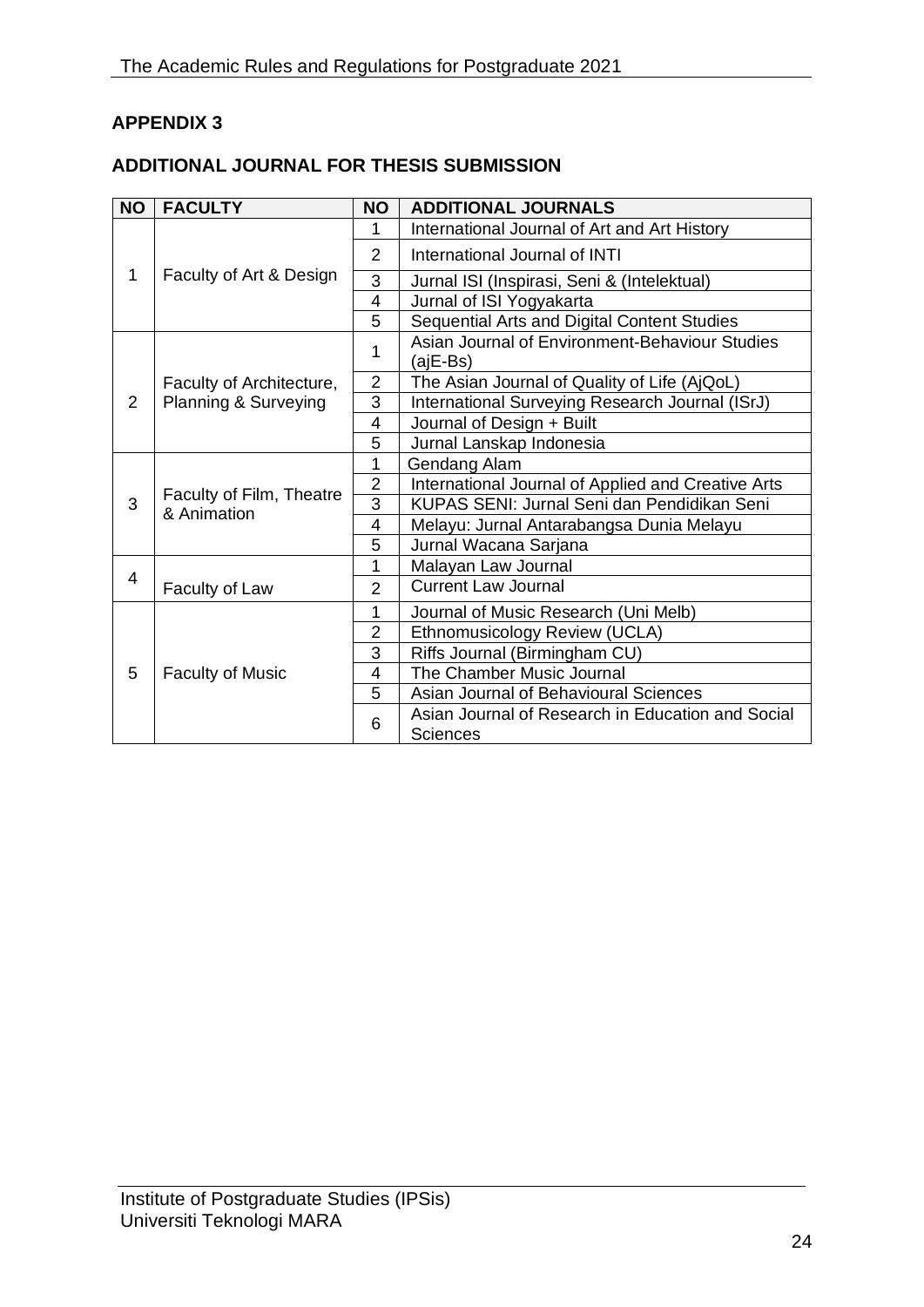## APPENDIX 3

## ADDITIONAL JOURNAL FOR THESIS SUBMISSION

| NO | FACULTY | NO | ADDITIONAL JOURNALS |
|---|---|---|---|
| 1 | Faculty of Art & Design | 1 | International Journal of Art and Art History |
| | | 2 | International Journal of INTI |
| | | 3 | Jurnal ISI (Inspirasi, Seni & (Intelektual) |
| | | 4 | Jurnal of ISI Yogyakarta |
| | | 5 | Sequential Arts and Digital Content Studies |
| 2 | Faculty of Architecture, Planning & Surveying | 1 | Asian Journal of Environment-Behaviour Studies (ajE-Bs) |
| | | 2 | The Asian Journal of Quality of Life (AjQoL) |
| | | 3 | International Surveying Research Journal (ISrJ) |
| | | 4 | Journal of Design + Built |
| | | 5 | Jurnal Lanskap Indonesia |
| 3 | Faculty of Film, Theatre & Animation | 1 | Gendang Alam |
| | | 2 | International Journal of Applied and Creative Arts |
| | | 3 | KUPAS SENI: Jurnal Seni dan Pendidikan Seni |
| | | 4 | Melayu: Jurnal Antarabangsa Dunia Melayu |
| | | 5 | Jurnal Wacana Sarjana |
| 4 | Faculty of Law | 1 | Malayan Law Journal |
| | | 2 | Current Law Journal |
| 5 | Faculty of Music | 1 | Journal of Music Research (Uni Melb) |
| | | 2 | Ethnomusicology Review (UCLA) |
| | | 3 | Riffs Journal (Birmingham CU) |
| | | 4 | The Chamber Music Journal |
| | | 5 | Asian Journal of Behavioural Sciences |
| | | 6 | Asian Journal of Research in Education and Social Sciences |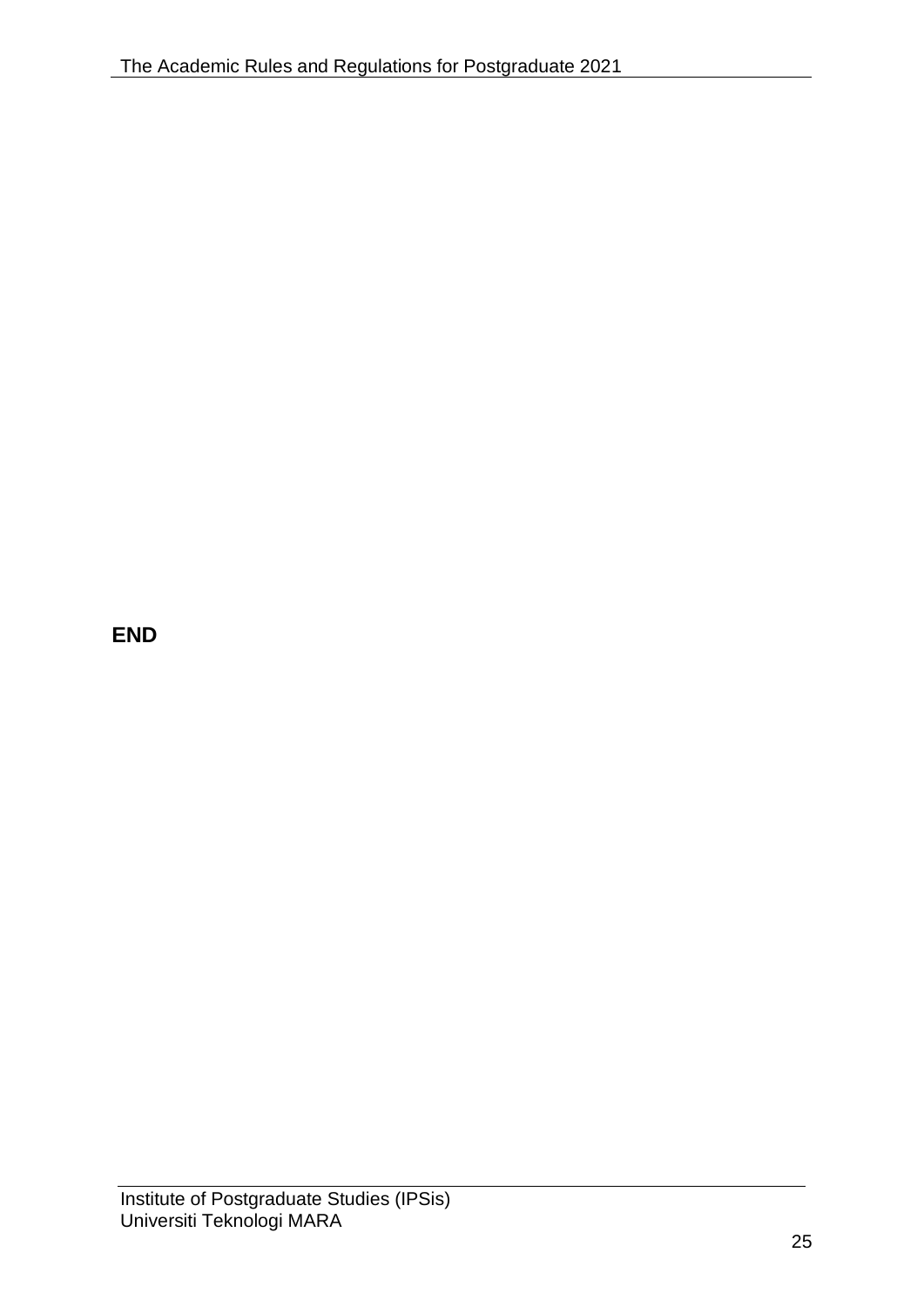**END**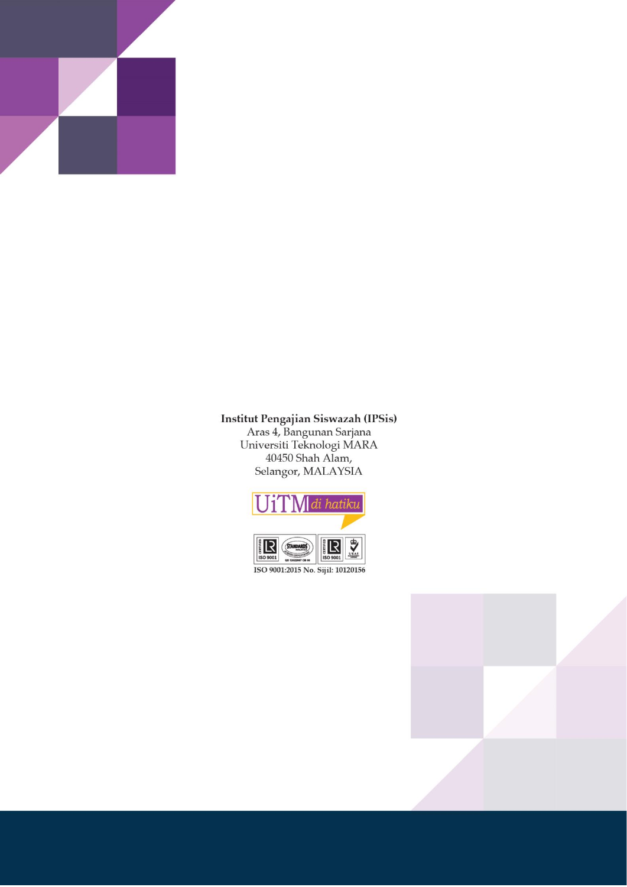**Institut Pengajian Siswazah (IPSis)**
Aras 4, Bangunan Sarjana
Universiti Teknologi MARA
40450 Shah Alam,
Selangor, MALAYSIA

UiTM di hatiku

**ISO 9001:2015 No. Sijil: 10120156**